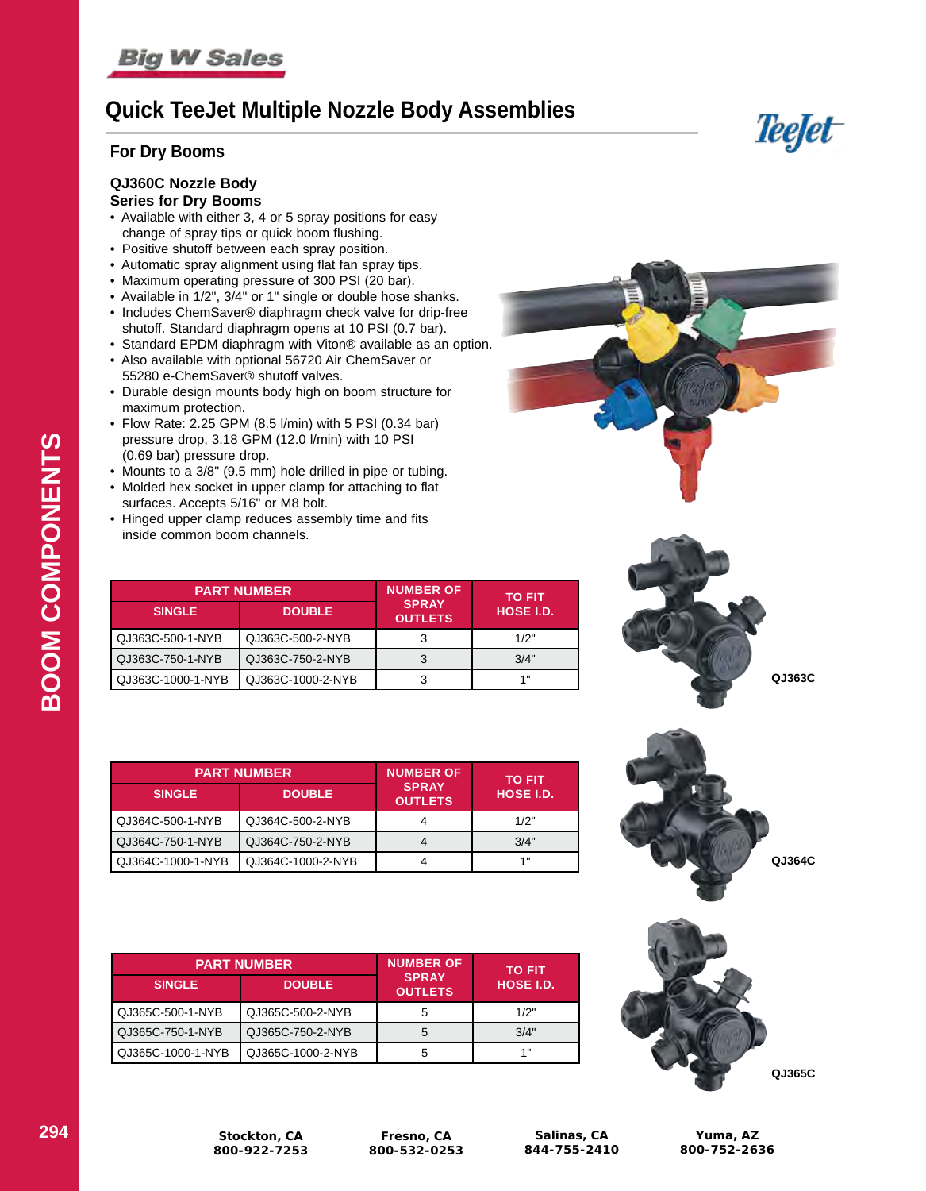# Quick TeeJet Multiple Nozzle Body Assemblies

## For Dry Booms

### QJ360C Nozzle Body Series for Dry Booms

- Available with either 3, 4 or 5 spray positions for easy change of spray tips or quick boom flushing.
- Positive shutoff between each spray position.
- Automatic spray alignment using flat fan spray tips.
- Maximum operating pressure of 300 PSI (20 bar).
- Available in 1/2", 3/4" or 1" single or double hose shanks.
- Includes ChemSaver® diaphragm check valve for drip-free shutoff. Standard diaphragm opens at 10 PSI (0.7 bar).
- Standard EPDM diaphragm with Viton® available as an option.
- Also available with optional 56720 Air ChemSaver or 55280 e-ChemSaver® shutoff valves.
- Durable design mounts body high on boom structure for maximum protection.
- Flow Rate: 2.25 GPM (8.5 l/min) with 5 PSI (0.34 bar) pressure drop, 3.18 GPM (12.0 l/min) with 10 PSI (0.69 bar) pressure drop.
- Mounts to a 3/8" (9.5 mm) hole drilled in pipe or tubing.
- Molded hex socket in upper clamp for attaching to flat surfaces. Accepts 5/16" or M8 bolt.
- Hinged upper clamp reduces assembly time and fits inside common boom channels.

| PART NUMBER | | NUMBER OF SPRAY OUTLETS | TO FIT HOSE I.D. |
|---|---|---|---|
| SINGLE | DOUBLE | | |
| QJ363C-500-1-NYB | QJ363C-500-2-NYB | 3 | 1/2" |
| QJ363C-750-1-NYB | QJ363C-750-2-NYB | 3 | 3/4" |
| QJ363C-1000-1-NYB | QJ363C-1000-2-NYB | 3 | 1" |

QJ363C

| PART NUMBER | | NUMBER OF SPRAY OUTLETS | TO FIT HOSE I.D. |
|---|---|---|---|
| SINGLE | DOUBLE | | |
| QJ364C-500-1-NYB | QJ364C-500-2-NYB | 4 | 1/2" |
| QJ364C-750-1-NYB | QJ364C-750-2-NYB | 4 | 3/4" |
| QJ364C-1000-1-NYB | QJ364C-1000-2-NYB | 4 | 1" |

QJ364C

| PART NUMBER | | NUMBER OF SPRAY OUTLETS | TO FIT HOSE I.D. |
|---|---|---|---|
| SINGLE | DOUBLE | | |
| QJ365C-500-1-NYB | QJ365C-500-2-NYB | 5 | 1/2" |
| QJ365C-750-1-NYB | QJ365C-750-2-NYB | 5 | 3/4" |
| QJ365C-1000-1-NYB | QJ365C-1000-2-NYB | 5 | 1" |

QJ365C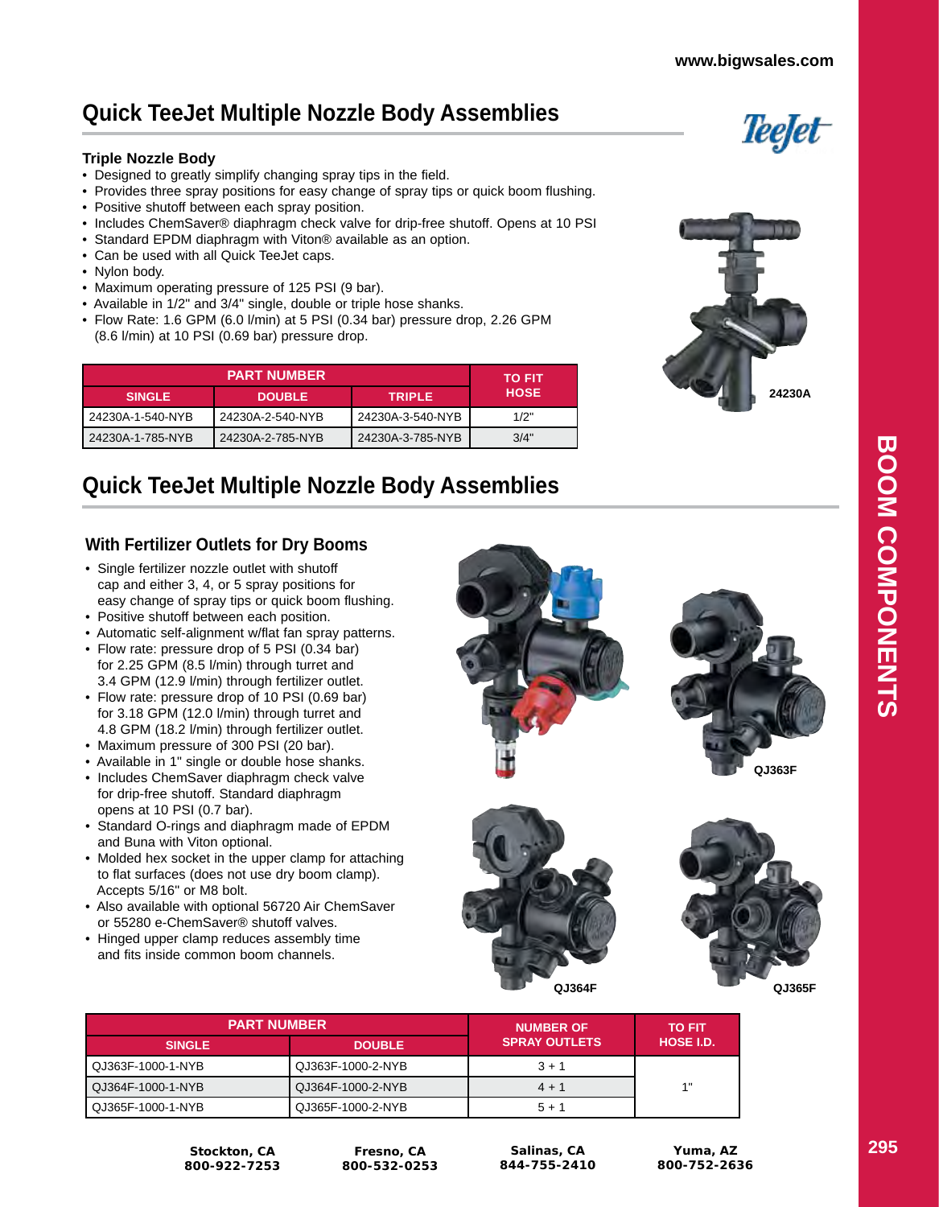# Quick TeeJet Multiple Nozzle Body Assemblies

### Triple Nozzle Body

- Designed to greatly simplify changing spray tips in the field.
- Provides three spray positions for easy change of spray tips or quick boom flushing.
- Positive shutoff between each spray position.
- Includes ChemSaver® diaphragm check valve for drip-free shutoff. Opens at 10 PSI
- Standard EPDM diaphragm with Viton® available as an option.
- Can be used with all Quick TeeJet caps.
- Nylon body.
- Maximum operating pressure of 125 PSI (9 bar).
- Available in 1/2" and 3/4" single, double or triple hose shanks.
- Flow Rate: 1.6 GPM (6.0 l/min) at 5 PSI (0.34 bar) pressure drop, 2.26 GPM (8.6 l/min) at 10 PSI (0.69 bar) pressure drop.

| PART NUMBER | | | TO FIT HOSE |
|---|---|---|---|
| SINGLE | DOUBLE | TRIPLE | |
| 24230A-1-540-NYB | 24230A-2-540-NYB | 24230A-3-540-NYB | 1/2" |
| 24230A-1-785-NYB | 24230A-2-785-NYB | 24230A-3-785-NYB | 3/4" |

24230A

# Quick TeeJet Multiple Nozzle Body Assemblies

### With Fertilizer Outlets for Dry Booms

- Single fertilizer nozzle outlet with shutoff cap and either 3, 4, or 5 spray positions for easy change of spray tips or quick boom flushing.
- Positive shutoff between each position.
- Automatic self-alignment w/flat fan spray patterns.
- Flow rate: pressure drop of 5 PSI (0.34 bar) for 2.25 GPM (8.5 l/min) through turret and 3.4 GPM (12.9 l/min) through fertilizer outlet.
- Flow rate: pressure drop of 10 PSI (0.69 bar) for 3.18 GPM (12.0 l/min) through turret and 4.8 GPM (18.2 l/min) through fertilizer outlet.
- Maximum pressure of 300 PSI (20 bar).
- Available in 1" single or double hose shanks.
- Includes ChemSaver diaphragm check valve for drip-free shutoff. Standard diaphragm opens at 10 PSI (0.7 bar).
- Standard O-rings and diaphragm made of EPDM and Buna with Viton optional.
- Molded hex socket in the upper clamp for attaching to flat surfaces (does not use dry boom clamp). Accepts 5/16" or M8 bolt.
- Also available with optional 56720 Air ChemSaver or 55280 e-ChemSaver® shutoff valves.
- Hinged upper clamp reduces assembly time and fits inside common boom channels.

QJ363F

QJ364F

QJ365F

| PART NUMBER | | NUMBER OF SPRAY OUTLETS | TO FIT HOSE I.D. |
|---|---|---|---|
| SINGLE | DOUBLE | | |
| QJ363F-1000-1-NYB | QJ363F-1000-2-NYB | 3 + 1 | 1" |
| QJ364F-1000-1-NYB | QJ364F-1000-2-NYB | 4 + 1 | |
| QJ365F-1000-1-NYB | QJ365F-1000-2-NYB | 5 + 1 | |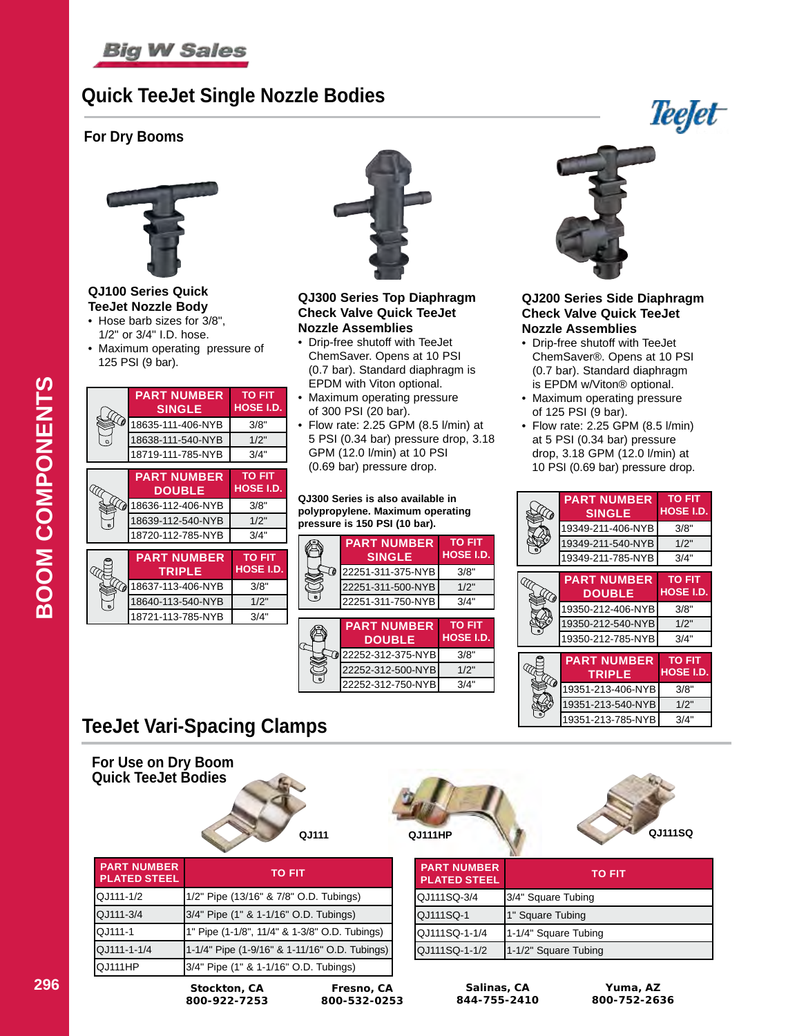# Quick TeeJet Single Nozzle Bodies

## For Dry Booms

### QJ100 Series Quick TeeJet Nozzle Body

- Hose barb sizes for 3/8", 1/2" or 3/4" I.D. hose.
- Maximum operating pressure of 125 PSI (9 bar).

| PART NUMBER SINGLE | TO FIT HOSE I.D. |
|---|---|
| 18635-111-406-NYB | 3/8" |
| 18638-111-540-NYB | 1/2" |
| 18719-111-785-NYB | 3/4" |

| PART NUMBER DOUBLE | TO FIT HOSE I.D. |
|---|---|
| 18636-112-406-NYB | 3/8" |
| 18639-112-540-NYB | 1/2" |
| 18720-112-785-NYB | 3/4" |

| PART NUMBER TRIPLE | TO FIT HOSE I.D. |
|---|---|
| 18637-113-406-NYB | 3/8" |
| 18640-113-540-NYB | 1/2" |
| 18721-113-785-NYB | 3/4" |

### QJ300 Series Top Diaphragm Check Valve Quick TeeJet Nozzle Assemblies

- Drip-free shutoff with TeeJet ChemSaver. Opens at 10 PSI (0.7 bar). Standard diaphragm is EPDM with Viton optional.
- Maximum operating pressure of 300 PSI (20 bar).
- Flow rate: 2.25 GPM (8.5 l/min) at 5 PSI (0.34 bar) pressure drop, 3.18 GPM (12.0 l/min) at 10 PSI (0.69 bar) pressure drop.

**QJ300 Series is also available in polypropylene. Maximum operating pressure is 150 PSI (10 bar).**

| PART NUMBER SINGLE | TO FIT HOSE I.D. |
|---|---|
| 22251-311-375-NYB | 3/8" |
| 22251-311-500-NYB | 1/2" |
| 22251-311-750-NYB | 3/4" |

| PART NUMBER DOUBLE | TO FIT HOSE I.D. |
|---|---|
| 22252-312-375-NYB | 3/8" |
| 22252-312-500-NYB | 1/2" |
| 22252-312-750-NYB | 3/4" |

### QJ200 Series Side Diaphragm Check Valve Quick TeeJet Nozzle Assemblies

- Drip-free shutoff with TeeJet ChemSaver®. Opens at 10 PSI (0.7 bar). Standard diaphragm is EPDM w/Viton® optional.
- Maximum operating pressure of 125 PSI (9 bar).
- Flow rate: 2.25 GPM (8.5 l/min) at 5 PSI (0.34 bar) pressure drop, 3.18 GPM (12.0 l/min) at 10 PSI (0.69 bar) pressure drop.

| PART NUMBER SINGLE | TO FIT HOSE I.D. |
|---|---|
| 19349-211-406-NYB | 3/8" |
| 19349-211-540-NYB | 1/2" |
| 19349-211-785-NYB | 3/4" |

| PART NUMBER DOUBLE | TO FIT HOSE I.D. |
|---|---|
| 19350-212-406-NYB | 3/8" |
| 19350-212-540-NYB | 1/2" |
| 19350-212-785-NYB | 3/4" |

| PART NUMBER TRIPLE | TO FIT HOSE I.D. |
|---|---|
| 19351-213-406-NYB | 3/8" |
| 19351-213-540-NYB | 1/2" |
| 19351-213-785-NYB | 3/4" |

# TeeJet Vari-Spacing Clamps

## For Use on Dry Boom Quick TeeJet Bodies

QJ111 QJ111HP QJ111SQ

| PART NUMBER PLATED STEEL | TO FIT |
|---|---|
| QJ111-1/2 | 1/2" Pipe (13/16" & 7/8" O.D. Tubings) |
| QJ111-3/4 | 3/4" Pipe (1" & 1-1/16" O.D. Tubings) |
| QJ111-1 | 1" Pipe (1-1/8", 11/4" & 1-3/8" O.D. Tubings) |
| QJ111-1-1/4 | 1-1/4" Pipe (1-9/16" & 1-11/16" O.D. Tubings) |
| QJ111HP | 3/4" Pipe (1" & 1-1/16" O.D. Tubings) |

| PART NUMBER PLATED STEEL | TO FIT |
|---|---|
| QJ111SQ-3/4 | 3/4" Square Tubing |
| QJ111SQ-1 | 1" Square Tubing |
| QJ111SQ-1-1/4 | 1-1/4" Square Tubing |
| QJ111SQ-1-1/2 | 1-1/2" Square Tubing |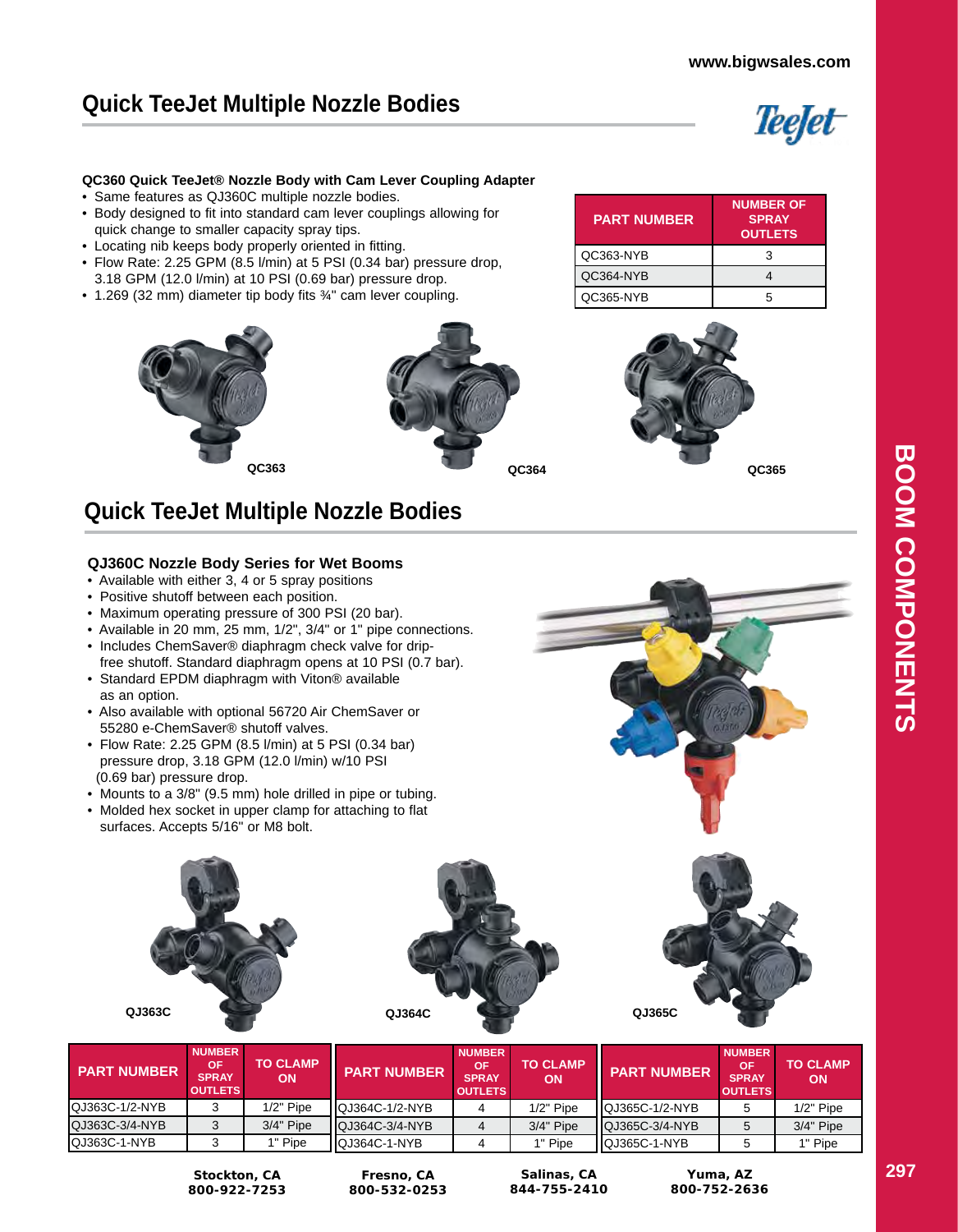# Quick TeeJet Multiple Nozzle Bodies

**QC360 Quick TeeJet® Nozzle Body with Cam Lever Coupling Adapter**

- Same features as QJ360C multiple nozzle bodies.
- Body designed to fit into standard cam lever couplings allowing for quick change to smaller capacity spray tips.
- Locating nib keeps body properly oriented in fitting.
- Flow Rate: 2.25 GPM (8.5 l/min) at 5 PSI (0.34 bar) pressure drop, 3.18 GPM (12.0 l/min) at 10 PSI (0.69 bar) pressure drop.
- 1.269 (32 mm) diameter tip body fits ¾" cam lever coupling.

| PART NUMBER | NUMBER OF SPRAY OUTLETS |
|---|---|
| QC363-NYB | 3 |
| QC364-NYB | 4 |
| QC365-NYB | 5 |

QC363

QC364

QC365

# Quick TeeJet Multiple Nozzle Bodies

**QJ360C Nozzle Body Series for Wet Booms**

- Available with either 3, 4 or 5 spray positions
- Positive shutoff between each position.
- Maximum operating pressure of 300 PSI (20 bar).
- Available in 20 mm, 25 mm, 1/2", 3/4" or 1" pipe connections.
- Includes ChemSaver® diaphragm check valve for drip-free shutoff. Standard diaphragm opens at 10 PSI (0.7 bar).
- Standard EPDM diaphragm with Viton® available as an option.
- Also available with optional 56720 Air ChemSaver or 55280 e-ChemSaver® shutoff valves.
- Flow Rate: 2.25 GPM (8.5 l/min) at 5 PSI (0.34 bar) pressure drop, 3.18 GPM (12.0 l/min) w/10 PSI (0.69 bar) pressure drop.
- Mounts to a 3/8" (9.5 mm) hole drilled in pipe or tubing.
- Molded hex socket in upper clamp for attaching to flat surfaces. Accepts 5/16" or M8 bolt.

QJ363C

QJ364C

QJ365C

| PART NUMBER | NUMBER OF SPRAY OUTLETS | TO CLAMP ON |
|---|---|---|
| QJ363C-1/2-NYB | 3 | 1/2" Pipe |
| QJ363C-3/4-NYB | 3 | 3/4" Pipe |
| QJ363C-1-NYB | 3 | 1" Pipe |

| PART NUMBER | NUMBER OF SPRAY OUTLETS | TO CLAMP ON |
|---|---|---|
| QJ364C-1/2-NYB | 4 | 1/2" Pipe |
| QJ364C-3/4-NYB | 4 | 3/4" Pipe |
| QJ364C-1-NYB | 4 | 1" Pipe |

| PART NUMBER | NUMBER OF SPRAY OUTLETS | TO CLAMP ON |
|---|---|---|
| QJ365C-1/2-NYB | 5 | 1/2" Pipe |
| QJ365C-3/4-NYB | 5 | 3/4" Pipe |
| QJ365C-1-NYB | 5 | 1" Pipe |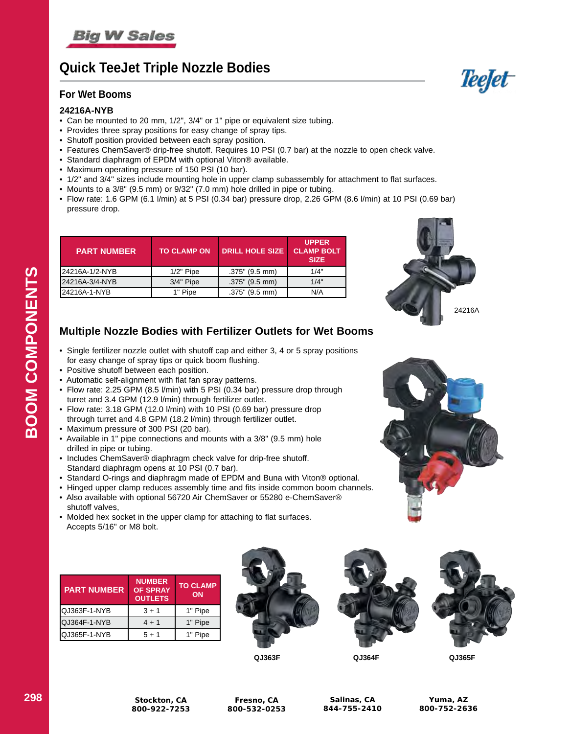# Quick TeeJet Triple Nozzle Bodies

## For Wet Booms

### 24216A-NYB

- Can be mounted to 20 mm, 1/2", 3/4" or 1" pipe or equivalent size tubing.
- Provides three spray positions for easy change of spray tips.
- Shutoff position provided between each spray position.
- Features ChemSaver® drip-free shutoff. Requires 10 PSI (0.7 bar) at the nozzle to open check valve.
- Standard diaphragm of EPDM with optional Viton® available.
- Maximum operating pressure of 150 PSI (10 bar).
- 1/2" and 3/4" sizes include mounting hole in upper clamp subassembly for attachment to flat surfaces.
- Mounts to a 3/8" (9.5 mm) or 9/32" (7.0 mm) hole drilled in pipe or tubing.
- Flow rate: 1.6 GPM (6.1 l/min) at 5 PSI (0.34 bar) pressure drop, 2.26 GPM (8.6 l/min) at 10 PSI (0.69 bar) pressure drop.

| PART NUMBER | TO CLAMP ON | DRILL HOLE SIZE | UPPER CLAMP BOLT SIZE |
|---|---|---|---|
| 24216A-1/2-NYB | 1/2" Pipe | .375" (9.5 mm) | 1/4" |
| 24216A-3/4-NYB | 3/4" Pipe | .375" (9.5 mm) | 1/4" |
| 24216A-1-NYB | 1" Pipe | .375" (9.5 mm) | N/A |

24216A

## Multiple Nozzle Bodies with Fertilizer Outlets for Wet Booms

- Single fertilizer nozzle outlet with shutoff cap and either 3, 4 or 5 spray positions for easy change of spray tips or quick boom flushing.
- Positive shutoff between each position.
- Automatic self-alignment with flat fan spray patterns.
- Flow rate: 2.25 GPM (8.5 l/min) with 5 PSI (0.34 bar) pressure drop through turret and 3.4 GPM (12.9 l/min) through fertilizer outlet.
- Flow rate: 3.18 GPM (12.0 l/min) with 10 PSI (0.69 bar) pressure drop through turret and 4.8 GPM (18.2 l/min) through fertilizer outlet.
- Maximum pressure of 300 PSI (20 bar).
- Available in 1" pipe connections and mounts with a 3/8" (9.5 mm) hole drilled in pipe or tubing.
- Includes ChemSaver® diaphragm check valve for drip-free shutoff. Standard diaphragm opens at 10 PSI (0.7 bar).
- Standard O-rings and diaphragm made of EPDM and Buna with Viton® optional.
- Hinged upper clamp reduces assembly time and fits inside common boom channels.
- Also available with optional 56720 Air ChemSaver or 55280 e-ChemSaver® shutoff valves,
- Molded hex socket in the upper clamp for attaching to flat surfaces. Accepts 5/16" or M8 bolt.

| PART NUMBER | NUMBER OF SPRAY OUTLETS | TO CLAMP ON |
|---|---|---|
| QJ363F-1-NYB | 3 + 1 | 1" Pipe |
| QJ364F-1-NYB | 4 + 1 | 1" Pipe |
| QJ365F-1-NYB | 5 + 1 | 1" Pipe |

QJ363F

QJ364F

QJ365F

Stockton, CA 800-922-7253 | Fresno, CA 800-532-0253 | Salinas, CA 844-755-2410 | Yuma, AZ 800-752-2636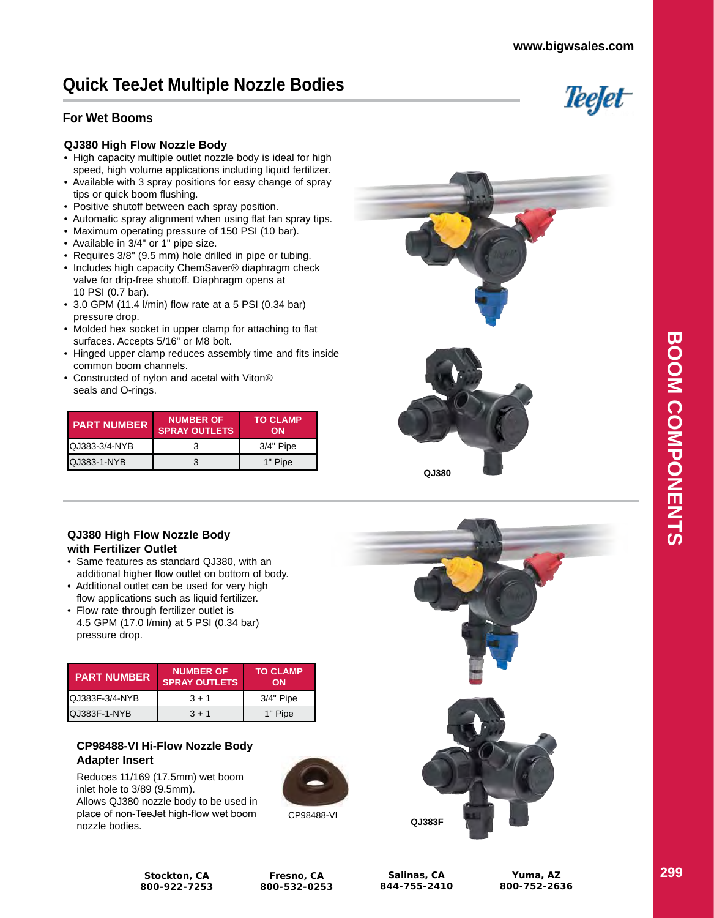# Quick TeeJet Multiple Nozzle Bodies

## For Wet Booms

### QJ380 High Flow Nozzle Body

- High capacity multiple outlet nozzle body is ideal for high speed, high volume applications including liquid fertilizer.
- Available with 3 spray positions for easy change of spray tips or quick boom flushing.
- Positive shutoff between each spray position.
- Automatic spray alignment when using flat fan spray tips.
- Maximum operating pressure of 150 PSI (10 bar).
- Available in 3/4" or 1" pipe size.
- Requires 3/8" (9.5 mm) hole drilled in pipe or tubing.
- Includes high capacity ChemSaver® diaphragm check valve for drip-free shutoff. Diaphragm opens at 10 PSI (0.7 bar).
- 3.0 GPM (11.4 l/min) flow rate at a 5 PSI (0.34 bar) pressure drop.
- Molded hex socket in upper clamp for attaching to flat surfaces. Accepts 5/16" or M8 bolt.
- Hinged upper clamp reduces assembly time and fits inside common boom channels.
- Constructed of nylon and acetal with Viton® seals and O-rings.

| PART NUMBER | NUMBER OF SPRAY OUTLETS | TO CLAMP ON |
|---|---|---|
| QJ383-3/4-NYB | 3 | 3/4" Pipe |
| QJ383-1-NYB | 3 | 1" Pipe |

QJ380

### QJ380 High Flow Nozzle Body with Fertilizer Outlet

- Same features as standard QJ380, with an additional higher flow outlet on bottom of body.
- Additional outlet can be used for very high flow applications such as liquid fertilizer.
- Flow rate through fertilizer outlet is 4.5 GPM (17.0 l/min) at 5 PSI (0.34 bar) pressure drop.

| PART NUMBER | NUMBER OF SPRAY OUTLETS | TO CLAMP ON |
|---|---|---|
| QJ383F-3/4-NYB | 3 + 1 | 3/4" Pipe |
| QJ383F-1-NYB | 3 + 1 | 1" Pipe |

### CP98488-VI Hi-Flow Nozzle Body Adapter Insert

Reduces 11/169 (17.5mm) wet boom inlet hole to 3/89 (9.5mm). Allows QJ380 nozzle body to be used in place of non-TeeJet high-flow wet boom nozzle bodies.

CP98488-VI

QJ383F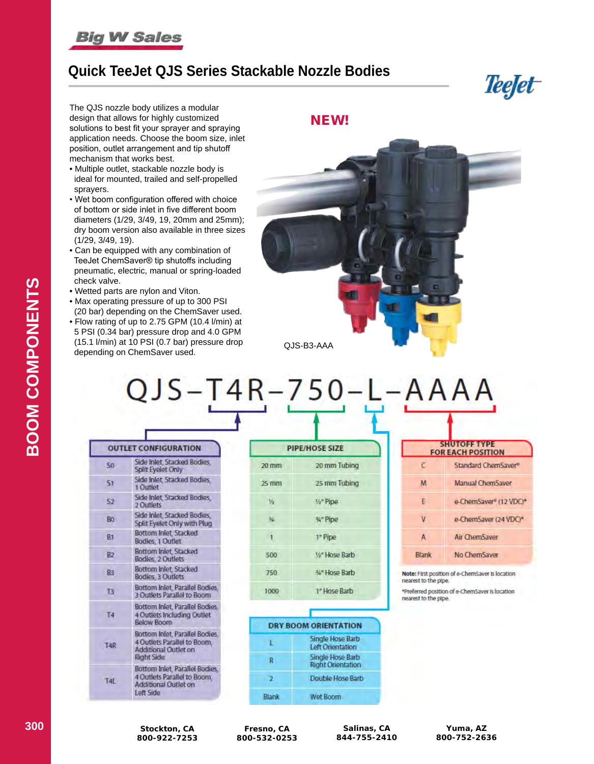# Quick TeeJet QJS Series Stackable Nozzle Bodies

The QJS nozzle body utilizes a modular design that allows for highly customized solutions to best fit your sprayer and spraying application needs. Choose the boom size, inlet position, outlet arrangement and tip shutoff mechanism that works best.

- Multiple outlet, stackable nozzle body is ideal for mounted, trailed and self-propelled sprayers.
- Wet boom configuration offered with choice of bottom or side inlet in five different boom diameters (1/29, 3/49, 19, 20mm and 25mm); dry boom version also available in three sizes (1/29, 3/49, 19).
- Can be equipped with any combination of TeeJet ChemSaver® tip shutoffs including pneumatic, electric, manual or spring-loaded check valve.
- Wetted parts are nylon and Viton.
- Max operating pressure of up to 300 PSI (20 bar) depending on the ChemSaver used.
- Flow rating of up to 2.75 GPM (10.4 l/min) at 5 PSI (0.34 bar) pressure drop and 4.0 GPM (15.1 l/min) at 10 PSI (0.7 bar) pressure drop depending on ChemSaver used.

**NEW!**

QJS-B3-AAA

## QJS–T4R–750–L–AAAA

| OUTLET CONFIGURATION | |
|---|---|
| S0 | Side Inlet, Stacked Bodies, Split Eyelet Only |
| S1 | Side Inlet, Stacked Bodies, 1 Outlet |
| S2 | Side Inlet, Stacked Bodies, 2 Outlets |
| B0 | Side Inlet, Stacked Bodies, Split Eyelet Only with Plug |
| B1 | Bottom Inlet, Stacked Bodies, 1 Outlet |
| B2 | Bottom Inlet, Stacked Bodies, 2 Outlets |
| B3 | Bottom Inlet, Stacked Bodies, 3 Outlets |
| T3 | Bottom Inlet, Parallel Bodies, 3 Outlets Parallel to Boom |
| T4 | Bottom Inlet, Parallel Bodies, 4 Outlets Including Outlet Below Boom |
| T4R | Bottom Inlet, Parallel Bodies, 4 Outlets Parallel to Boom, Additional Outlet on Right Side |
| T4L | Bottom Inlet, Parallel Bodies, 4 Outlets Parallel to Boom, Additional Outlet on Left Side |

| PIPE/HOSE SIZE | |
|---|---|
| 20 mm | 20 mm Tubing |
| 25 mm | 25 mm Tubing |
| ½ | ½" Pipe |
| ¾ | ¾" Pipe |
| 1 | 1" Pipe |
| 500 | ½" Hose Barb |
| 750 | ¾" Hose Barb |
| 1000 | 1" Hose Barb |

| DRY BOOM ORIENTATION | |
|---|---|
| L | Single Hose Barb Left Orientation |
| R | Single Hose Barb Right Orientation |
| 2 | Double Hose Barb |
| Blank | Wet Boom |

| SHUTOFF TYPE FOR EACH POSITION | |
|---|---|
| C | Standard ChemSaver® |
| M | Manual ChemSaver |
| E | e-ChemSaver® (12 VDC)* |
| V | e-ChemSaver (24 VDC)* |
| A | Air ChemSaver |
| Blank | No ChemSaver |

**Note:** First position of e-ChemSaver is location nearest to the pipe.

*Preferred position of e-ChemSaver is location nearest to the pipe.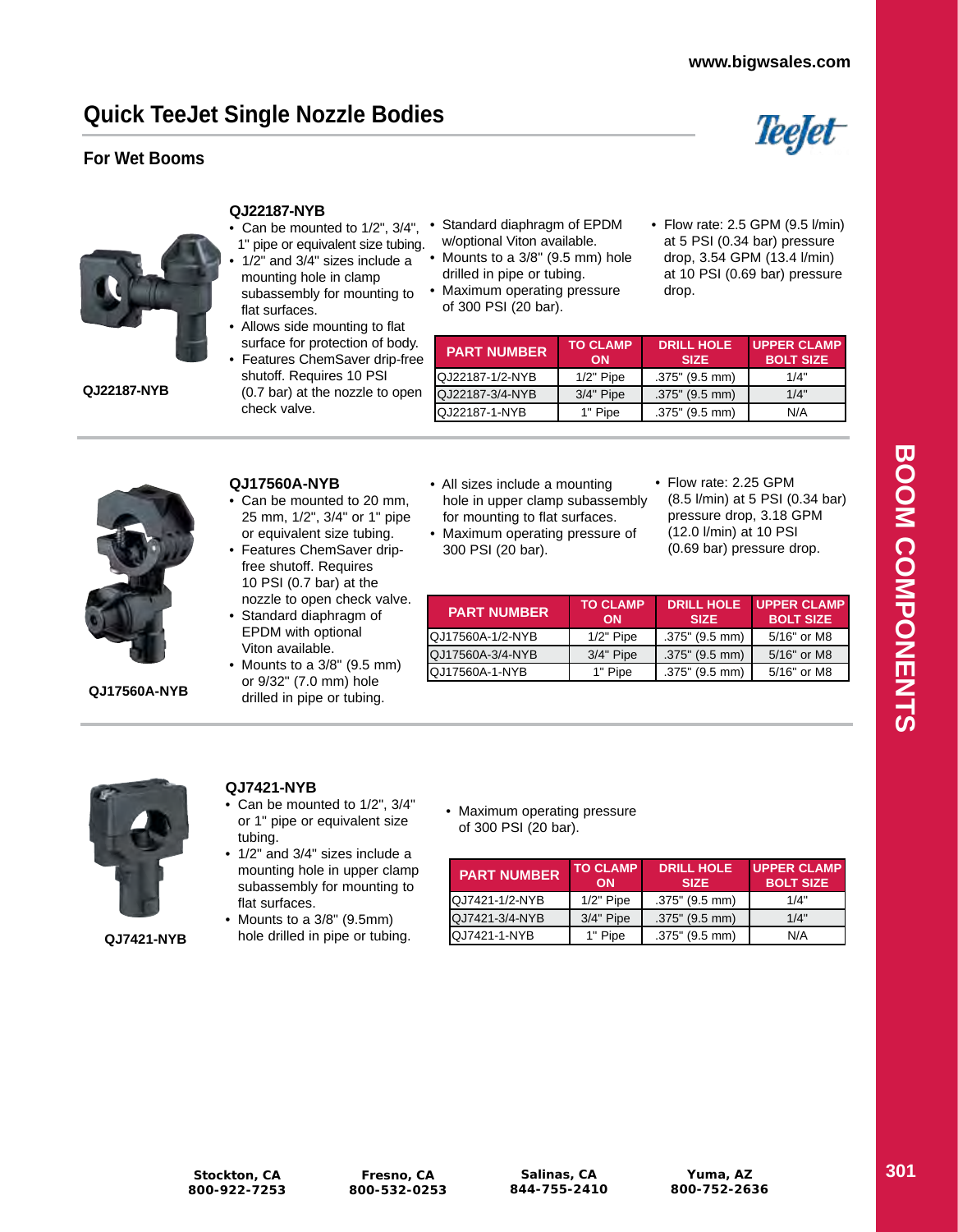# Quick TeeJet Single Nozzle Bodies

## For Wet Booms

### QJ22187-NYB

QJ22187-NYB

- Can be mounted to 1/2", 3/4", 1" pipe or equivalent size tubing.
- 1/2" and 3/4" sizes include a mounting hole in clamp subassembly for mounting to flat surfaces.
- Allows side mounting to flat surface for protection of body.
- Features ChemSaver drip-free shutoff. Requires 10 PSI (0.7 bar) at the nozzle to open check valve.
- Standard diaphragm of EPDM w/optional Viton available.
- Mounts to a 3/8" (9.5 mm) hole drilled in pipe or tubing.
- Maximum operating pressure of 300 PSI (20 bar).
- Flow rate: 2.5 GPM (9.5 l/min) at 5 PSI (0.34 bar) pressure drop, 3.54 GPM (13.4 l/min) at 10 PSI (0.69 bar) pressure drop.

| PART NUMBER | TO CLAMP ON | DRILL HOLE SIZE | UPPER CLAMP BOLT SIZE |
|---|---|---|---|
| QJ22187-1/2-NYB | 1/2" Pipe | .375" (9.5 mm) | 1/4" |
| QJ22187-3/4-NYB | 3/4" Pipe | .375" (9.5 mm) | 1/4" |
| QJ22187-1-NYB | 1" Pipe | .375" (9.5 mm) | N/A |

### QJ17560A-NYB

QJ17560A-NYB

- Can be mounted to 20 mm, 25 mm, 1/2", 3/4" or 1" pipe or equivalent size tubing.
- Features ChemSaver drip-free shutoff. Requires 10 PSI (0.7 bar) at the nozzle to open check valve.
- Standard diaphragm of EPDM with optional Viton available.
- Mounts to a 3/8" (9.5 mm) or 9/32" (7.0 mm) hole drilled in pipe or tubing.
- All sizes include a mounting hole in upper clamp subassembly for mounting to flat surfaces.
- Maximum operating pressure of 300 PSI (20 bar).
- Flow rate: 2.25 GPM (8.5 l/min) at 5 PSI (0.34 bar) pressure drop, 3.18 GPM (12.0 l/min) at 10 PSI (0.69 bar) pressure drop.

| PART NUMBER | TO CLAMP ON | DRILL HOLE SIZE | UPPER CLAMP BOLT SIZE |
|---|---|---|---|
| QJ17560A-1/2-NYB | 1/2" Pipe | .375" (9.5 mm) | 5/16" or M8 |
| QJ17560A-3/4-NYB | 3/4" Pipe | .375" (9.5 mm) | 5/16" or M8 |
| QJ17560A-1-NYB | 1" Pipe | .375" (9.5 mm) | 5/16" or M8 |

### QJ7421-NYB

QJ7421-NYB

- Can be mounted to 1/2", 3/4" or 1" pipe or equivalent size tubing.
- 1/2" and 3/4" sizes include a mounting hole in upper clamp subassembly for mounting to flat surfaces.
- Mounts to a 3/8" (9.5mm) hole drilled in pipe or tubing.
- Maximum operating pressure of 300 PSI (20 bar).

| PART NUMBER | TO CLAMP ON | DRILL HOLE SIZE | UPPER CLAMP BOLT SIZE |
|---|---|---|---|
| QJ7421-1/2-NYB | 1/2" Pipe | .375" (9.5 mm) | 1/4" |
| QJ7421-3/4-NYB | 3/4" Pipe | .375" (9.5 mm) | 1/4" |
| QJ7421-1-NYB | 1" Pipe | .375" (9.5 mm) | N/A |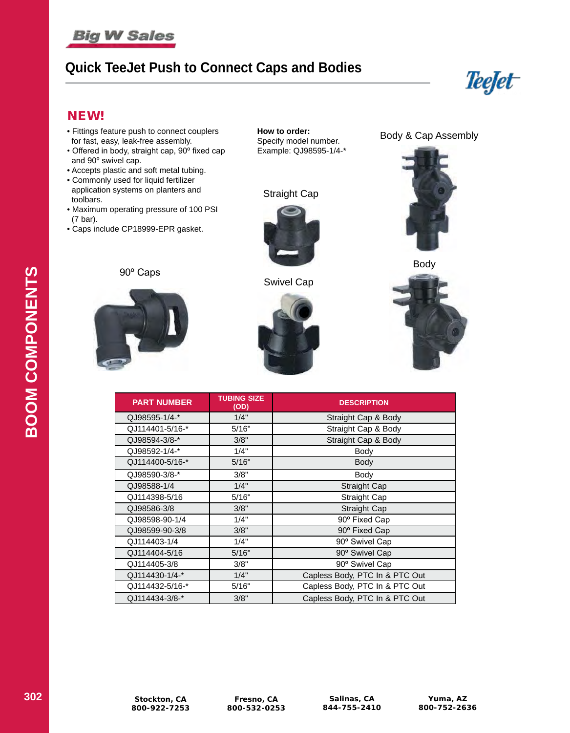# Quick TeeJet Push to Connect Caps and Bodies

## NEW!

- Fittings feature push to connect couplers for fast, easy, leak-free assembly.
- Offered in body, straight cap, 90º fixed cap and 90º swivel cap.
- Accepts plastic and soft metal tubing.
- Commonly used for liquid fertilizer application systems on planters and toolbars.
- Maximum operating pressure of 100 PSI (7 bar).
- Caps include CP18999-EPR gasket.

**How to order:**
Specify model number.
Example: QJ98595-1/4-*

Body & Cap Assembly

Straight Cap

Body

90º Caps

Swivel Cap

| PART NUMBER | TUBING SIZE (OD) | DESCRIPTION |
|---|---|---|
| QJ98595-1/4-* | 1/4" | Straight Cap & Body |
| QJ114401-5/16-* | 5/16" | Straight Cap & Body |
| QJ98594-3/8-* | 3/8" | Straight Cap & Body |
| QJ98592-1/4-* | 1/4" | Body |
| QJ114400-5/16-* | 5/16" | Body |
| QJ98590-3/8-* | 3/8" | Body |
| QJ98588-1/4 | 1/4" | Straight Cap |
| QJ114398-5/16 | 5/16" | Straight Cap |
| QJ98586-3/8 | 3/8" | Straight Cap |
| QJ98598-90-1/4 | 1/4" | 90º Fixed Cap |
| QJ98599-90-3/8 | 3/8" | 90º Fixed Cap |
| QJ114403-1/4 | 1/4" | 90º Swivel Cap |
| QJ114404-5/16 | 5/16" | 90º Swivel Cap |
| QJ114405-3/8 | 3/8" | 90º Swivel Cap |
| QJ114430-1/4-* | 1/4" | Capless Body, PTC In & PTC Out |
| QJ114432-5/16-* | 5/16" | Capless Body, PTC In & PTC Out |
| QJ114434-3/8-* | 3/8" | Capless Body, PTC In & PTC Out |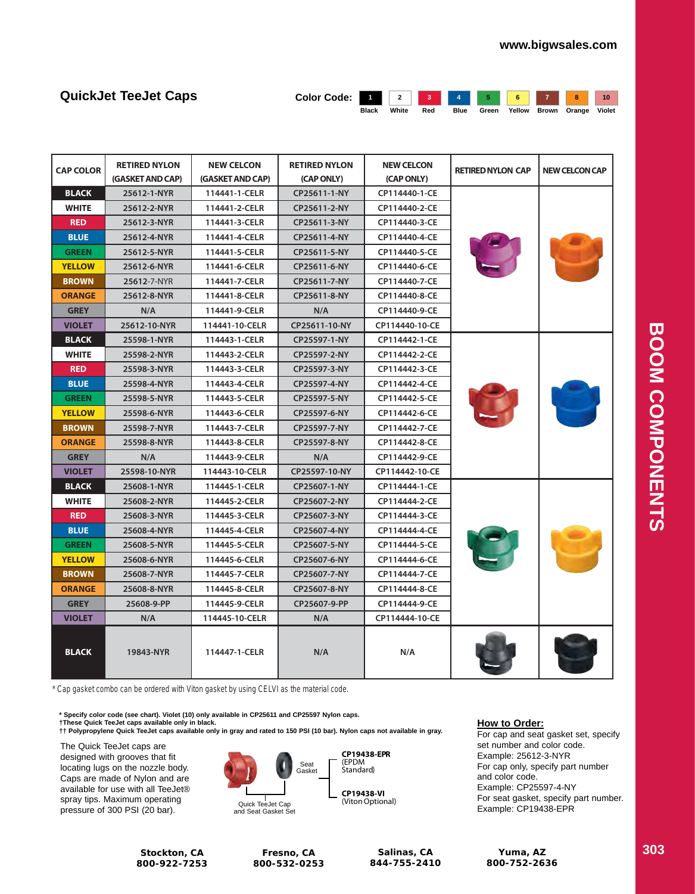## QuickJet TeeJet Caps

**Color Code:** 1 Black, 2 White, 3 Red, 4 Blue, 5 Green, 6 Yellow, 7 Brown, 8 Orange, 10 Violet

| CAP COLOR | RETIRED NYLON (GASKET AND CAP) | NEW CELCON (GASKET AND CAP) | RETIRED NYLON (CAP ONLY) | NEW CELCON (CAP ONLY) | RETIRED NYLON CAP | NEW CELCON CAP |
|---|---|---|---|---|---|---|
| BLACK | 25612-1-NYR | 114441-1-CELR | CP25611-1-NY | CP114440-1-CE | | |
| WHITE | 25612-2-NYR | 114441-2-CELR | CP25611-2-NY | CP114440-2-CE | | |
| RED | 25612-3-NYR | 114441-3-CELR | CP25611-3-NY | CP114440-3-CE | | |
| BLUE | 25612-4-NYR | 114441-4-CELR | CP25611-4-NY | CP114440-4-CE | | |
| GREEN | 25612-5-NYR | 114441-5-CELR | CP25611-5-NY | CP114440-5-CE | | |
| YELLOW | 25612-6-NYR | 114441-6-CELR | CP25611-6-NY | CP114440-6-CE | | |
| BROWN | 25612-7-NYR | 114441-7-CELR | CP25611-7-NY | CP114440-7-CE | | |
| ORANGE | 25612-8-NYR | 114441-8-CELR | CP25611-8-NY | CP114440-8-CE | | |
| GREY | N/A | 114441-9-CELR | N/A | CP114440-9-CE | | |
| VIOLET | 25612-10-NYR | 114441-10-CELR | CP25611-10-NY | CP114440-10-CE | | |
| BLACK | 25598-1-NYR | 114443-1-CELR | CP25597-1-NY | CP114442-1-CE | | |
| WHITE | 25598-2-NYR | 114443-2-CELR | CP25597-2-NY | CP114442-2-CE | | |
| RED | 25598-3-NYR | 114443-3-CELR | CP25597-3-NY | CP114442-3-CE | | |
| BLUE | 25598-4-NYR | 114443-4-CELR | CP25597-4-NY | CP114442-4-CE | | |
| GREEN | 25598-5-NYR | 114443-5-CELR | CP25597-5-NY | CP114442-5-CE | | |
| YELLOW | 25598-6-NYR | 114443-6-CELR | CP25597-6-NY | CP114442-6-CE | | |
| BROWN | 25598-7-NYR | 114443-7-CELR | CP25597-7-NY | CP114442-7-CE | | |
| ORANGE | 25598-8-NYR | 114443-8-CELR | CP25597-8-NY | CP114442-8-CE | | |
| GREY | N/A | 114443-9-CELR | N/A | CP114442-9-CE | | |
| VIOLET | 25598-10-NYR | 114443-10-CELR | CP25597-10-NY | CP114442-10-CE | | |
| BLACK | 25608-1-NYR | 114445-1-CELR | CP25607-1-NY | CP114444-1-CE | | |
| WHITE | 25608-2-NYR | 114445-2-CELR | CP25607-2-NY | CP114444-2-CE | | |
| RED | 25608-3-NYR | 114445-3-CELR | CP25607-3-NY | CP114444-3-CE | | |
| BLUE | 25608-4-NYR | 114445-4-CELR | CP25607-4-NY | CP114444-4-CE | | |
| GREEN | 25608-5-NYR | 114445-5-CELR | CP25607-5-NY | CP114444-5-CE | | |
| YELLOW | 25608-6-NYR | 114445-6-CELR | CP25607-6-NY | CP114444-6-CE | | |
| BROWN | 25608-7-NYR | 114445-7-CELR | CP25607-7-NY | CP114444-7-CE | | |
| ORANGE | 25608-8-NYR | 114445-8-CELR | CP25607-8-NY | CP114444-8-CE | | |
| GREY | 25608-9-PP | 114445-9-CELR | CP25607-9-PP | CP114444-9-CE | | |
| VIOLET | N/A | 114445-10-CELR | N/A | CP114444-10-CE | | |
| BLACK | 19843-NYR | 114447-1-CELR | N/A | N/A | | |

* Cap gasket combo can be ordered with Viton gasket by using CELVI as the material code.

**\* Specify color code (see chart). Violet (10) only available in CP25611 and CP25597 Nylon caps.**
**†These Quick TeeJet caps available only in black.**
**†† Polypropylene Quick TeeJet caps available only in gray and rated to 150 PSI (10 bar). Nylon caps not available in gray.**

The Quick TeeJet caps are designed with grooves that fit locating lugs on the nozzle body. Caps are made of Nylon and are available for use with all TeeJet® spray tips. Maximum operating pressure of 300 PSI (20 bar).

Quick TeeJet Cap and Seat Gasket Set — Seat Gasket: **CP19438-EPR** (EPDM Standard), **CP19438-VI** (Viton Optional)

**How to Order:**
For cap and seat gasket set, specify set number and color code.
Example: 25612-3-NYR
For cap only, specify part number and color code.
Example: CP25597-4-NY
For seat gasket, specify part number.
Example: CP19438-EPR

**Stockton, CA** 800-922-7253 | **Fresno, CA** 800-532-0253 | **Salinas, CA** 844-755-2410 | **Yuma, AZ** 800-752-2636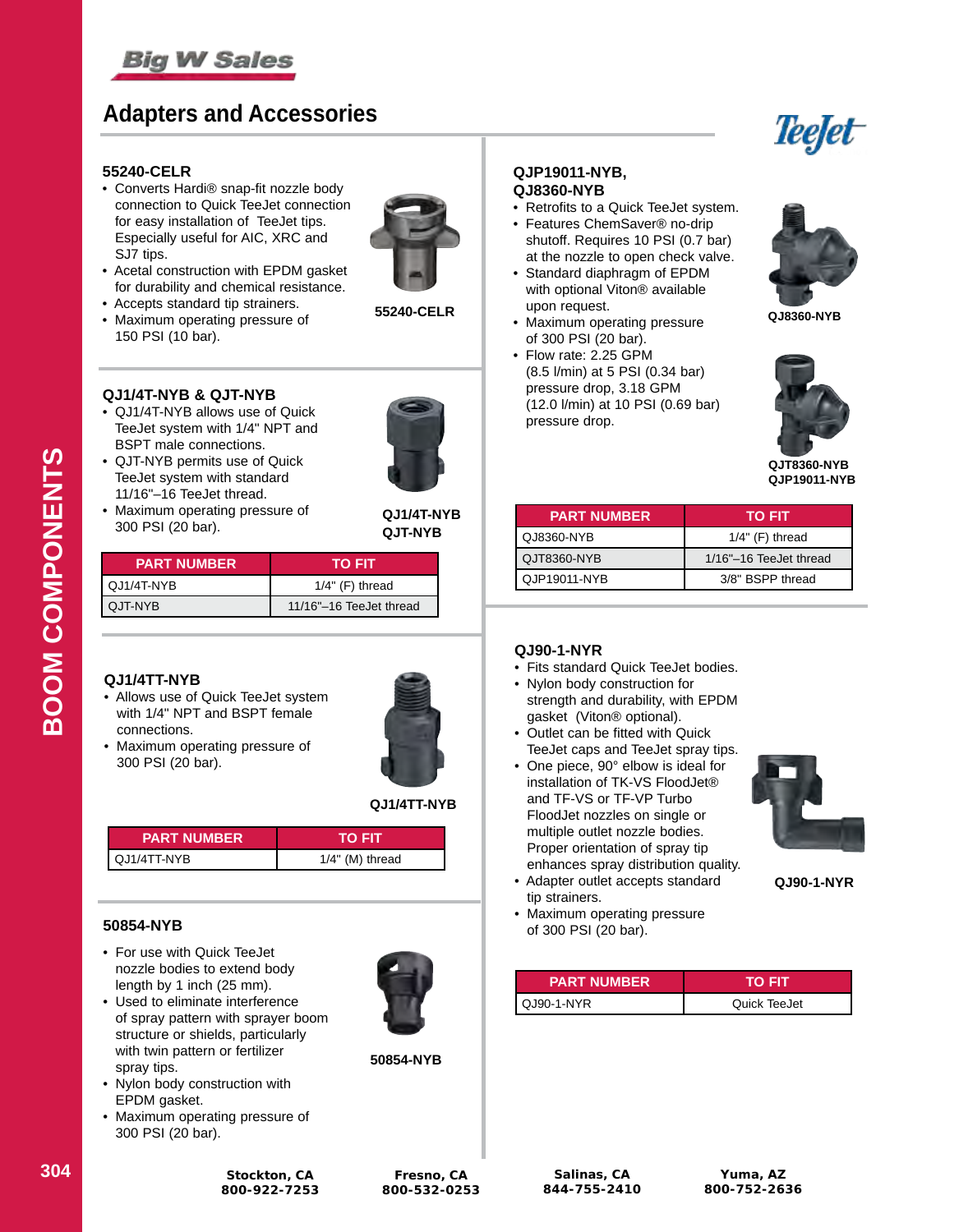Big W Sales

# Adapters and Accessories

TeeJet

## 55240-CELR

- Converts Hardi® snap-fit nozzle body connection to Quick TeeJet connection for easy installation of TeeJet tips. Especially useful for AIC, XRC and SJ7 tips.
- Acetal construction with EPDM gasket for durability and chemical resistance.
- Accepts standard tip strainers.
- Maximum operating pressure of 150 PSI (10 bar).

55240-CELR

## QJ1/4T-NYB & QJT-NYB

- QJ1/4T-NYB allows use of Quick TeeJet system with 1/4" NPT and BSPT male connections.
- QJT-NYB permits use of Quick TeeJet system with standard 11/16"–16 TeeJet thread.
- Maximum operating pressure of 300 PSI (20 bar).

QJ1/4T-NYB
QJT-NYB

| PART NUMBER | TO FIT |
|---|---|
| QJ1/4T-NYB | 1/4" (F) thread |
| QJT-NYB | 11/16"–16 TeeJet thread |

## QJ1/4TT-NYB

- Allows use of Quick TeeJet system with 1/4" NPT and BSPT female connections.
- Maximum operating pressure of 300 PSI (20 bar).

QJ1/4TT-NYB

| PART NUMBER | TO FIT |
|---|---|
| QJ1/4TT-NYB | 1/4" (M) thread |

## 50854-NYB

- For use with Quick TeeJet nozzle bodies to extend body length by 1 inch (25 mm).
- Used to eliminate interference of spray pattern with sprayer boom structure or shields, particularly with twin pattern or fertilizer spray tips.
- Nylon body construction with EPDM gasket.
- Maximum operating pressure of 300 PSI (20 bar).

50854-NYB

## QJP19011-NYB, QJ8360-NYB

- Retrofits to a Quick TeeJet system.
- Features ChemSaver® no-drip shutoff. Requires 10 PSI (0.7 bar) at the nozzle to open check valve.
- Standard diaphragm of EPDM with optional Viton® available upon request.
- Maximum operating pressure of 300 PSI (20 bar).
- Flow rate: 2.25 GPM (8.5 l/min) at 5 PSI (0.34 bar) pressure drop, 3.18 GPM (12.0 l/min) at 10 PSI (0.69 bar) pressure drop.

QJ8360-NYB

QJT8360-NYB
QJP19011-NYB

| PART NUMBER | TO FIT |
|---|---|
| QJ8360-NYB | 1/4" (F) thread |
| QJT8360-NYB | 1/16"–16 TeeJet thread |
| QJP19011-NYB | 3/8" BSPP thread |

## QJ90-1-NYR

- Fits standard Quick TeeJet bodies.
- Nylon body construction for strength and durability, with EPDM gasket (Viton® optional).
- Outlet can be fitted with Quick TeeJet caps and TeeJet spray tips.
- One piece, 90° elbow is ideal for installation of TK-VS FloodJet® and TF-VS or TF-VP Turbo FloodJet nozzles on single or multiple outlet nozzle bodies. Proper orientation of spray tip enhances spray distribution quality.
- Adapter outlet accepts standard tip strainers.
- Maximum operating pressure of 300 PSI (20 bar).

QJ90-1-NYR

| PART NUMBER | TO FIT |
|---|---|
| QJ90-1-NYR | Quick TeeJet |

BOOM COMPONENTS

Stockton, CA 800-922-7253 | Fresno, CA 800-532-0253 | Salinas, CA 844-755-2410 | Yuma, AZ 800-752-2636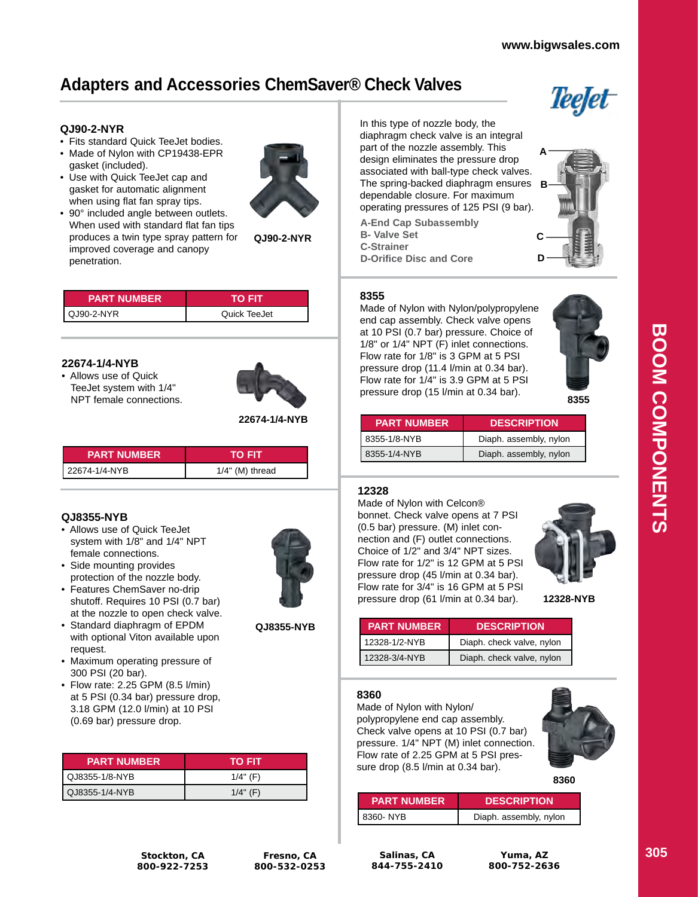# Adapters and Accessories ChemSaver® Check Valves

## QJ90-2-NYR

- Fits standard Quick TeeJet bodies.
- Made of Nylon with CP19438-EPR gasket (included).
- Use with Quick TeeJet cap and gasket for automatic alignment when using flat fan spray tips.
- 90° included angle between outlets. When used with standard flat fan tips produces a twin type spray pattern for improved coverage and canopy penetration.

QJ90-2-NYR

| PART NUMBER | TO FIT |
|---|---|
| QJ90-2-NYR | Quick TeeJet |

## 22674-1/4-NYB

- Allows use of Quick TeeJet system with 1/4" NPT female connections.

22674-1/4-NYB

| PART NUMBER | TO FIT |
|---|---|
| 22674-1/4-NYB | 1/4" (M) thread |

## QJ8355-NYB

- Allows use of Quick TeeJet system with 1/8" and 1/4" NPT female connections.
- Side mounting provides protection of the nozzle body.
- Features ChemSaver no-drip shutoff. Requires 10 PSI (0.7 bar) at the nozzle to open check valve.
- Standard diaphragm of EPDM with optional Viton available upon request.
- Maximum operating pressure of 300 PSI (20 bar).
- Flow rate: 2.25 GPM (8.5 l/min) at 5 PSI (0.34 bar) pressure drop, 3.18 GPM (12.0 l/min) at 10 PSI (0.69 bar) pressure drop.

QJ8355-NYB

| PART NUMBER | TO FIT |
|---|---|
| QJ8355-1/8-NYB | 1/4" (F) |
| QJ8355-1/4-NYB | 1/4" (F) |

In this type of nozzle body, the diaphragm check valve is an integral part of the nozzle assembly. This design eliminates the pressure drop associated with ball-type check valves. The spring-backed diaphragm ensures dependable closure. For maximum operating pressures of 125 PSI (9 bar).

A-End Cap Subassembly
B- Valve Set
C-Strainer
D-Orifice Disc and Core

## 8355

Made of Nylon with Nylon/polypropylene end cap assembly. Check valve opens at 10 PSI (0.7 bar) pressure. Choice of 1/8" or 1/4" NPT (F) inlet connections. Flow rate for 1/8" is 3 GPM at 5 PSI pressure drop (11.4 l/min at 0.34 bar). Flow rate for 1/4" is 3.9 GPM at 5 PSI pressure drop (15 l/min at 0.34 bar).

8355

| PART NUMBER | DESCRIPTION |
|---|---|
| 8355-1/8-NYB | Diaph. assembly, nylon |
| 8355-1/4-NYB | Diaph. assembly, nylon |

## 12328

Made of Nylon with Celcon® bonnet. Check valve opens at 7 PSI (0.5 bar) pressure. (M) inlet connection and (F) outlet connections. Choice of 1/2" and 3/4" NPT sizes. Flow rate for 1/2" is 12 GPM at 5 PSI pressure drop (45 l/min at 0.34 bar). Flow rate for 3/4" is 16 GPM at 5 PSI pressure drop (61 l/min at 0.34 bar).

12328-NYB

| PART NUMBER | DESCRIPTION |
|---|---|
| 12328-1/2-NYB | Diaph. check valve, nylon |
| 12328-3/4-NYB | Diaph. check valve, nylon |

## 8360

Made of Nylon with Nylon/polypropylene end cap assembly. Check valve opens at 10 PSI (0.7 bar) pressure. 1/4" NPT (M) inlet connection. Flow rate of 2.25 GPM at 5 PSI pressure drop (8.5 l/min at 0.34 bar).

8360

| PART NUMBER | DESCRIPTION |
|---|---|
| 8360- NYB | Diaph. assembly, nylon |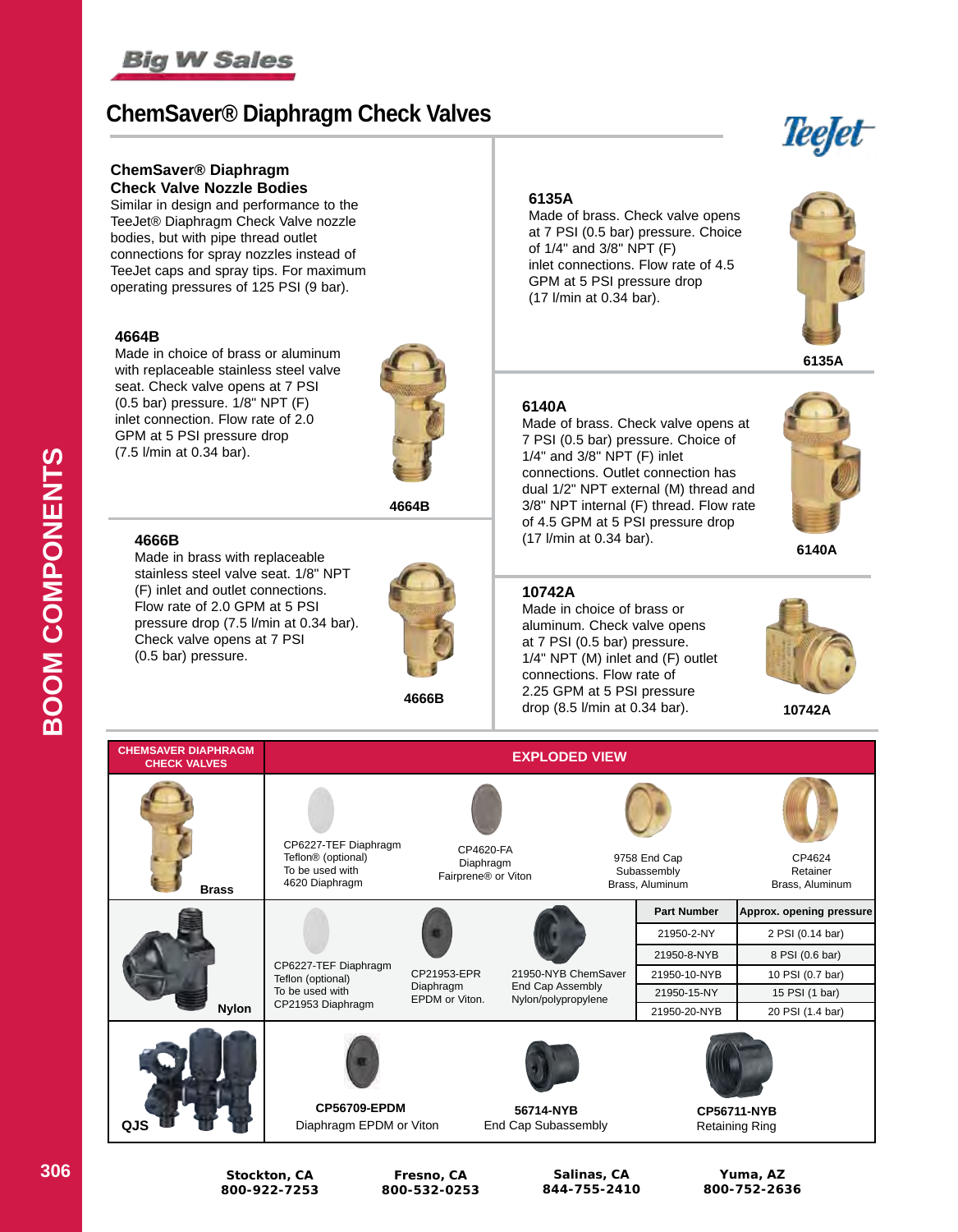# ChemSaver® Diaphragm Check Valves

## ChemSaver® Diaphragm Check Valve Nozzle Bodies

Similar in design and performance to the TeeJet® Diaphragm Check Valve nozzle bodies, but with pipe thread outlet connections for spray nozzles instead of TeeJet caps and spray tips. For maximum operating pressures of 125 PSI (9 bar).

### 4664B

Made in choice of brass or aluminum with replaceable stainless steel valve seat. Check valve opens at 7 PSI (0.5 bar) pressure. 1/8" NPT (F) inlet connection. Flow rate of 2.0 GPM at 5 PSI pressure drop (7.5 l/min at 0.34 bar).

4664B

### 4666B

Made in brass with replaceable stainless steel valve seat. 1/8" NPT (F) inlet and outlet connections. Flow rate of 2.0 GPM at 5 PSI pressure drop (7.5 l/min at 0.34 bar). Check valve opens at 7 PSI (0.5 bar) pressure.

4666B

### 6135A

Made of brass. Check valve opens at 7 PSI (0.5 bar) pressure. Choice of 1/4" and 3/8" NPT (F) inlet connections. Flow rate of 4.5 GPM at 5 PSI pressure drop (17 l/min at 0.34 bar).

6135A

### 6140A

Made of brass. Check valve opens at 7 PSI (0.5 bar) pressure. Choice of 1/4" and 3/8" NPT (F) inlet connections. Outlet connection has dual 1/2" NPT external (M) thread and 3/8" NPT internal (F) thread. Flow rate of 4.5 GPM at 5 PSI pressure drop (17 l/min at 0.34 bar).

6140A

### 10742A

Made in choice of brass or aluminum. Check valve opens at 7 PSI (0.5 bar) pressure. 1/4" NPT (M) inlet and (F) outlet connections. Flow rate of 2.25 GPM at 5 PSI pressure drop (8.5 l/min at 0.34 bar).

10742A

| CHEMSAVER DIAPHRAGM CHECK VALVES | EXPLODED VIEW | | | |
|---|---|---|---|---|
| Brass | CP6227-TEF Diaphragm Teflon® (optional) To be used with 4620 Diaphragm | CP4620-FA Diaphragm Fairprene® or Viton | 9758 End Cap Subassembly Brass, Aluminum | CP4624 Retainer Brass, Aluminum |

| Nylon | | | | Part Number | Approx. opening pressure |
|---|---|---|---|---|---|
| | CP6227-TEF Diaphragm Teflon (optional) To be used with CP21953 Diaphragm | CP21953-EPR Diaphragm EPDM or Viton. | 21950-NYB ChemSaver End Cap Assembly Nylon/polypropylene | 21950-2-NY | 2 PSI (0.14 bar) |
| | | | | 21950-8-NYB | 8 PSI (0.6 bar) |
| | | | | 21950-10-NYB | 10 PSI (0.7 bar) |
| | | | | 21950-15-NY | 15 PSI (1 bar) |
| | | | | 21950-20-NYB | 20 PSI (1.4 bar) |

| QJS | CP56709-EPDM Diaphragm EPDM or Viton | 56714-NYB End Cap Subassembly | CP56711-NYB Retaining Ring |
|---|---|---|---|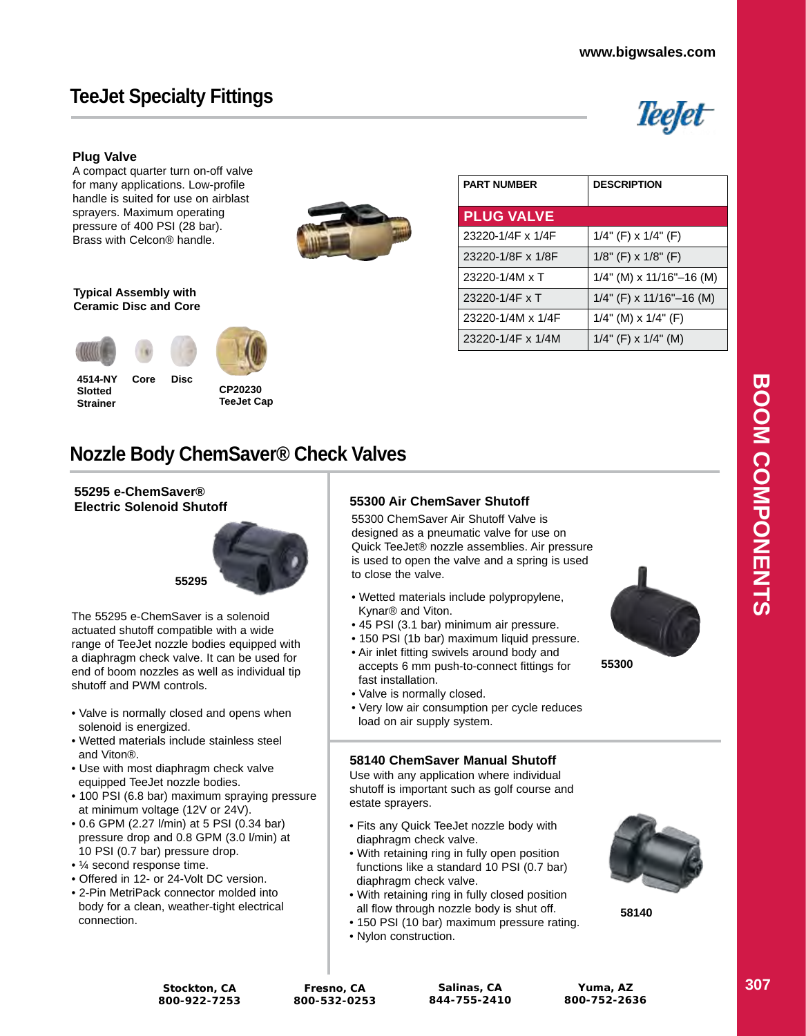# TeeJet Specialty Fittings

## Plug Valve

A compact quarter turn on-off valve for many applications. Low-profile handle is suited for use on airblast sprayers. Maximum operating pressure of 400 PSI (28 bar). Brass with Celcon® handle.

| PART NUMBER | DESCRIPTION |
|---|---|
| **PLUG VALVE** | |
| 23220-1/4F x 1/4F | 1/4" (F) x 1/4" (F) |
| 23220-1/8F x 1/8F | 1/8" (F) x 1/8" (F) |
| 23220-1/4M x T | 1/4" (M) x 11/16"–16 (M) |
| 23220-1/4F x T | 1/4" (F) x 11/16"–16 (M) |
| 23220-1/4M x 1/4F | 1/4" (M) x 1/4" (F) |
| 23220-1/4F x 1/4M | 1/4" (F) x 1/4" (M) |

**Typical Assembly with Ceramic Disc and Core**

**4514-NY Slotted Strainer** **Core** **Disc** **CP20230 TeeJet Cap**

# Nozzle Body ChemSaver® Check Valves

### 55295 e-ChemSaver® Electric Solenoid Shutoff

**55295**

The 55295 e-ChemSaver is a solenoid actuated shutoff compatible with a wide range of TeeJet nozzle bodies equipped with a diaphragm check valve. It can be used for end of boom nozzles as well as individual tip shutoff and PWM controls.

- Valve is normally closed and opens when solenoid is energized.
- Wetted materials include stainless steel and Viton®.
- Use with most diaphragm check valve equipped TeeJet nozzle bodies.
- 100 PSI (6.8 bar) maximum spraying pressure at minimum voltage (12V or 24V).
- 0.6 GPM (2.27 l/min) at 5 PSI (0.34 bar) pressure drop and 0.8 GPM (3.0 l/min) at 10 PSI (0.7 bar) pressure drop.
- ¼ second response time.
- Offered in 12- or 24-Volt DC version.
- 2-Pin MetriPack connector molded into body for a clean, weather-tight electrical connection.

### 55300 Air ChemSaver Shutoff

55300 ChemSaver Air Shutoff Valve is designed as a pneumatic valve for use on Quick TeeJet® nozzle assemblies. Air pressure is used to open the valve and a spring is used to close the valve.

- Wetted materials include polypropylene, Kynar® and Viton.
- 45 PSI (3.1 bar) minimum air pressure.
- 150 PSI (1b bar) maximum liquid pressure.
- Air inlet fitting swivels around body and accepts 6 mm push-to-connect fittings for fast installation.
- Valve is normally closed.
- Very low air consumption per cycle reduces load on air supply system.

**55300**

### 58140 ChemSaver Manual Shutoff

Use with any application where individual shutoff is important such as golf course and estate sprayers.

- Fits any Quick TeeJet nozzle body with diaphragm check valve.
- With retaining ring in fully open position functions like a standard 10 PSI (0.7 bar) diaphragm check valve.
- With retaining ring in fully closed position all flow through nozzle body is shut off.
- 150 PSI (10 bar) maximum pressure rating.
- Nylon construction.

**58140**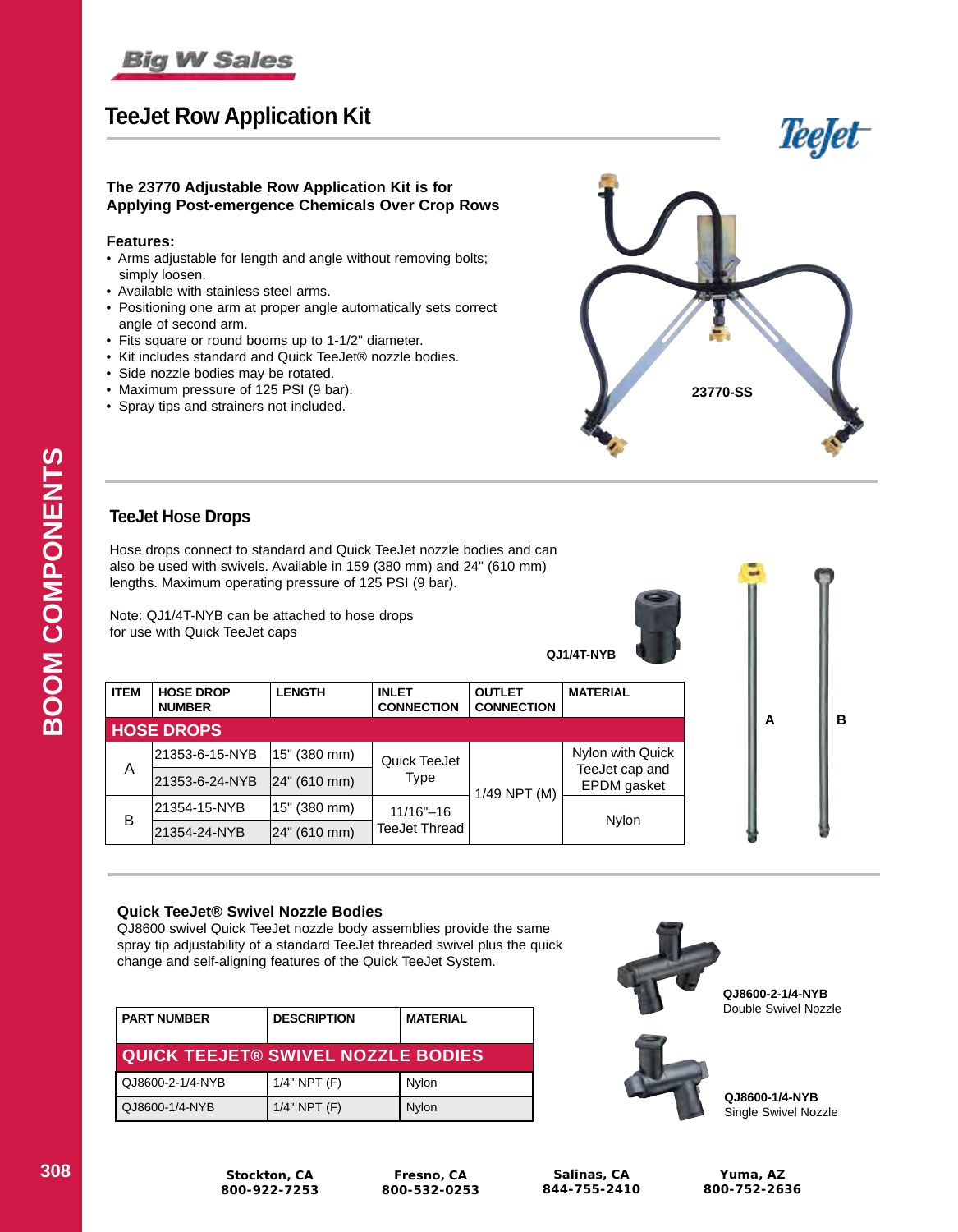# TeeJet Row Application Kit

**The 23770 Adjustable Row Application Kit is for Applying Post-emergence Chemicals Over Crop Rows**

**Features:**

- Arms adjustable for length and angle without removing bolts; simply loosen.
- Available with stainless steel arms.
- Positioning one arm at proper angle automatically sets correct angle of second arm.
- Fits square or round booms up to 1-1/2" diameter.
- Kit includes standard and Quick TeeJet® nozzle bodies.
- Side nozzle bodies may be rotated.
- Maximum pressure of 125 PSI (9 bar).
- Spray tips and strainers not included.

23770-SS

## TeeJet Hose Drops

Hose drops connect to standard and Quick TeeJet nozzle bodies and can also be used with swivels. Available in 159 (380 mm) and 24" (610 mm) lengths. Maximum operating pressure of 125 PSI (9 bar).

Note: QJ1/4T-NYB can be attached to hose drops for use with Quick TeeJet caps

QJ1/4T-NYB

| ITEM | HOSE DROP NUMBER | LENGTH | INLET CONNECTION | OUTLET CONNECTION | MATERIAL |
|---|---|---|---|---|---|
| **HOSE DROPS** | | | | | |
| A | 21353-6-15-NYB | 15" (380 mm) | Quick TeeJet Type | 1/49 NPT (M) | Nylon with Quick TeeJet cap and EPDM gasket |
| | 21353-6-24-NYB | 24" (610 mm) | | | |
| B | 21354-15-NYB | 15" (380 mm) | 11/16"–16 TeeJet Thread | | Nylon |
| | 21354-24-NYB | 24" (610 mm) | | | |

A B

### Quick TeeJet® Swivel Nozzle Bodies

QJ8600 swivel Quick TeeJet nozzle body assemblies provide the same spray tip adjustability of a standard TeeJet threaded swivel plus the quick change and self-aligning features of the Quick TeeJet System.

| PART NUMBER | DESCRIPTION | MATERIAL |
|---|---|---|
| **QUICK TEEJET® SWIVEL NOZZLE BODIES** | | |
| QJ8600-2-1/4-NYB | 1/4" NPT (F) | Nylon |
| QJ8600-1/4-NYB | 1/4" NPT (F) | Nylon |

**QJ8600-2-1/4-NYB**
Double Swivel Nozzle

**QJ8600-1/4-NYB**
Single Swivel Nozzle

**Stockton, CA** 800-922-7253 | **Fresno, CA** 800-532-0253 | **Salinas, CA** 844-755-2410 | **Yuma, AZ** 800-752-2636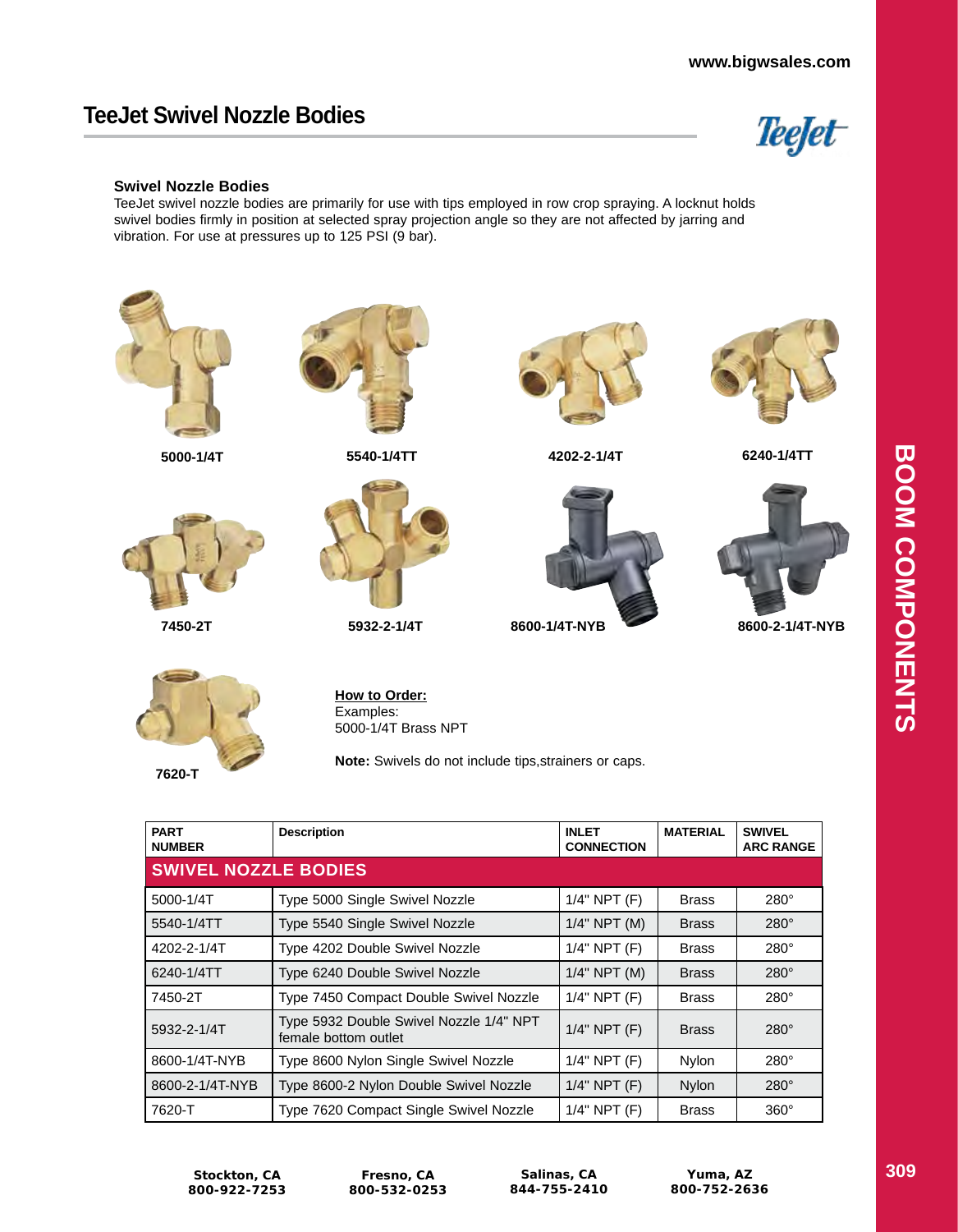# TeeJet Swivel Nozzle Bodies

### Swivel Nozzle Bodies

TeeJet swivel nozzle bodies are primarily for use with tips employed in row crop spraying. A locknut holds swivel bodies firmly in position at selected spray projection angle so they are not affected by jarring and vibration. For use at pressures up to 125 PSI (9 bar).

5000-1/4T

5540-1/4TT

4202-2-1/4T

6240-1/4TT

7450-2T

5932-2-1/4T

8600-1/4T-NYB

8600-2-1/4T-NYB

7620-T

**How to Order:**
Examples:
5000-1/4T Brass NPT

**Note:** Swivels do not include tips,strainers or caps.

| PART NUMBER | Description | INLET CONNECTION | MATERIAL | SWIVEL ARC RANGE |
|---|---|---|---|---|
| **SWIVEL NOZZLE BODIES** | | | | |
| 5000-1/4T | Type 5000 Single Swivel Nozzle | 1/4" NPT (F) | Brass | 280° |
| 5540-1/4TT | Type 5540 Single Swivel Nozzle | 1/4" NPT (M) | Brass | 280° |
| 4202-2-1/4T | Type 4202 Double Swivel Nozzle | 1/4" NPT (F) | Brass | 280° |
| 6240-1/4TT | Type 6240 Double Swivel Nozzle | 1/4" NPT (M) | Brass | 280° |
| 7450-2T | Type 7450 Compact Double Swivel Nozzle | 1/4" NPT (F) | Brass | 280° |
| 5932-2-1/4T | Type 5932 Double Swivel Nozzle 1/4" NPT female bottom outlet | 1/4" NPT (F) | Brass | 280° |
| 8600-1/4T-NYB | Type 8600 Nylon Single Swivel Nozzle | 1/4" NPT (F) | Nylon | 280° |
| 8600-2-1/4T-NYB | Type 8600-2 Nylon Double Swivel Nozzle | 1/4" NPT (F) | Nylon | 280° |
| 7620-T | Type 7620 Compact Single Swivel Nozzle | 1/4" NPT (F) | Brass | 360° |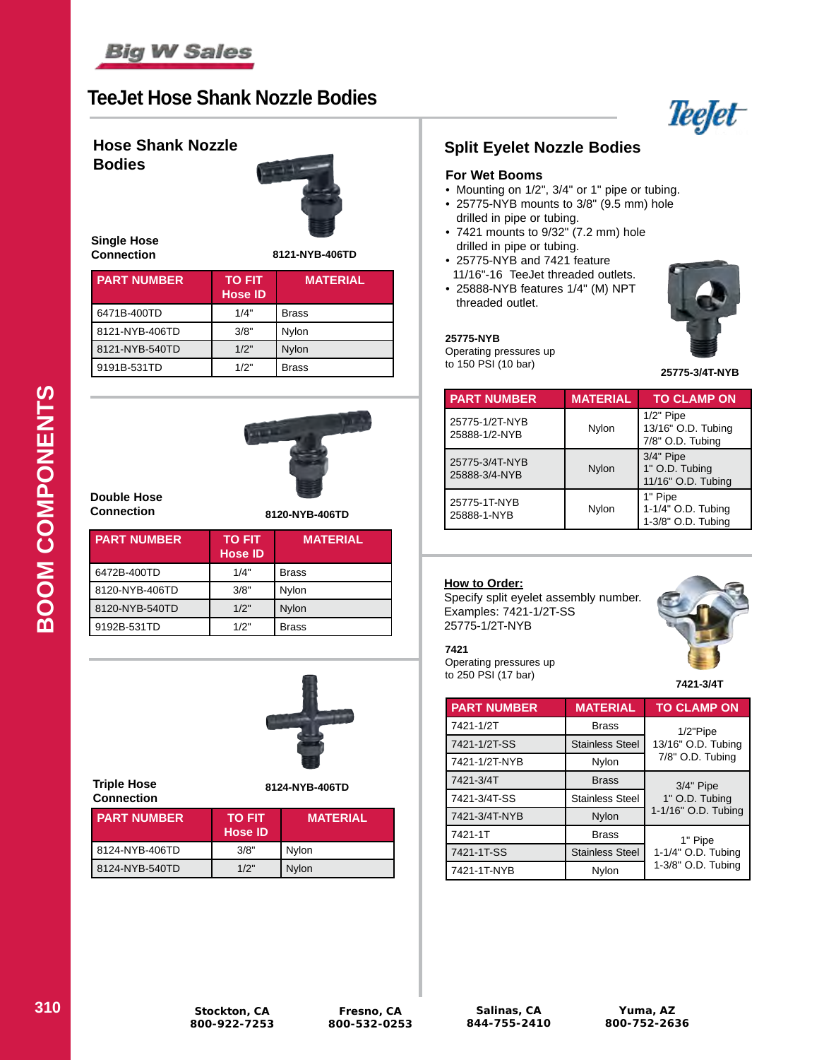# TeeJet Hose Shank Nozzle Bodies

## Hose Shank Nozzle Bodies

### Single Hose Connection

8121-NYB-406TD

| PART NUMBER | TO FIT Hose ID | MATERIAL |
|---|---|---|
| 6471B-400TD | 1/4" | Brass |
| 8121-NYB-406TD | 3/8" | Nylon |
| 8121-NYB-540TD | 1/2" | Nylon |
| 9191B-531TD | 1/2" | Brass |

### Double Hose Connection

8120-NYB-406TD

| PART NUMBER | TO FIT Hose ID | MATERIAL |
|---|---|---|
| 6472B-400TD | 1/4" | Brass |
| 8120-NYB-406TD | 3/8" | Nylon |
| 8120-NYB-540TD | 1/2" | Nylon |
| 9192B-531TD | 1/2" | Brass |

### Triple Hose Connection

8124-NYB-406TD

| PART NUMBER | TO FIT Hose ID | MATERIAL |
|---|---|---|
| 8124-NYB-406TD | 3/8" | Nylon |
| 8124-NYB-540TD | 1/2" | Nylon |

## Split Eyelet Nozzle Bodies

### For Wet Booms

- Mounting on 1/2", 3/4" or 1" pipe or tubing.
- 25775-NYB mounts to 3/8" (9.5 mm) hole drilled in pipe or tubing.
- 7421 mounts to 9/32" (7.2 mm) hole drilled in pipe or tubing.
- 25775-NYB and 7421 feature 11/16"-16 TeeJet threaded outlets.
- 25888-NYB features 1/4" (M) NPT threaded outlet.

**25775-NYB**
Operating pressures up to 150 PSI (10 bar)

25775-3/4T-NYB

| PART NUMBER | MATERIAL | TO CLAMP ON |
|---|---|---|
| 25775-1/2T-NYB<br>25888-1/2-NYB | Nylon | 1/2" Pipe<br>13/16" O.D. Tubing<br>7/8" O.D. Tubing |
| 25775-3/4T-NYB<br>25888-3/4-NYB | Nylon | 3/4" Pipe<br>1" O.D. Tubing<br>11/16" O.D. Tubing |
| 25775-1T-NYB<br>25888-1-NYB | Nylon | 1" Pipe<br>1-1/4" O.D. Tubing<br>1-3/8" O.D. Tubing |

**How to Order:**
Specify split eyelet assembly number.
Examples: 7421-1/2T-SS
25775-1/2T-NYB

**7421**
Operating pressures up to 250 PSI (17 bar)

7421-3/4T

| PART NUMBER | MATERIAL | TO CLAMP ON |
|---|---|---|
| 7421-1/2T | Brass | 1/2"Pipe<br>13/16" O.D. Tubing<br>7/8" O.D. Tubing |
| 7421-1/2T-SS | Stainless Steel | |
| 7421-1/2T-NYB | Nylon | |
| 7421-3/4T | Brass | 3/4" Pipe<br>1" O.D. Tubing<br>1-1/16" O.D. Tubing |
| 7421-3/4T-SS | Stainless Steel | |
| 7421-3/4T-NYB | Nylon | |
| 7421-1T | Brass | 1" Pipe<br>1-1/4" O.D. Tubing<br>1-3/8" O.D. Tubing |
| 7421-1T-SS | Stainless Steel | |
| 7421-1T-NYB | Nylon | |

**Stockton, CA** 800-922-7253 | **Fresno, CA** 800-532-0253 | **Salinas, CA** 844-755-2410 | **Yuma, AZ** 800-752-2636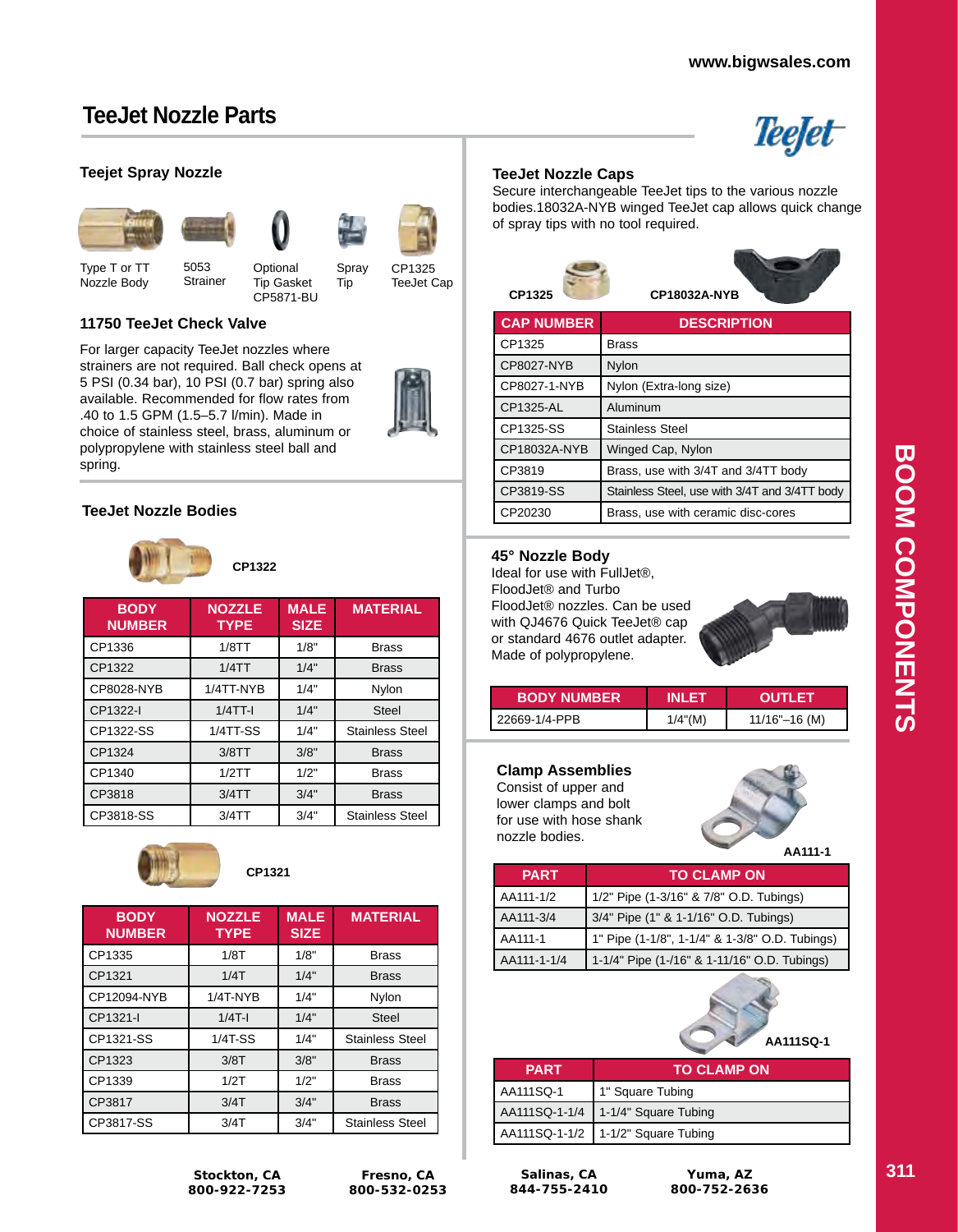# TeeJet Nozzle Parts

## Teejet Spray Nozzle

Type T or TT Nozzle Body

5053 Strainer

Optional Tip Gasket CP5871-BU

Spray Tip

CP1325 TeeJet Cap

## 11750 TeeJet Check Valve

For larger capacity TeeJet nozzles where strainers are not required. Ball check opens at 5 PSI (0.34 bar), 10 PSI (0.7 bar) spring also available. Recommended for flow rates from .40 to 1.5 GPM (1.5–5.7 l/min). Made in choice of stainless steel, brass, aluminum or polypropylene with stainless steel ball and spring.

## TeeJet Nozzle Bodies

**CP1322**

| BODY NUMBER | NOZZLE TYPE | MALE SIZE | MATERIAL |
|---|---|---|---|
| CP1336 | 1/8TT | 1/8" | Brass |
| CP1322 | 1/4TT | 1/4" | Brass |
| CP8028-NYB | 1/4TT-NYB | 1/4" | Nylon |
| CP1322-I | 1/4TT-I | 1/4" | Steel |
| CP1322-SS | 1/4TT-SS | 1/4" | Stainless Steel |
| CP1324 | 3/8TT | 3/8" | Brass |
| CP1340 | 1/2TT | 1/2" | Brass |
| CP3818 | 3/4TT | 3/4" | Brass |
| CP3818-SS | 3/4TT | 3/4" | Stainless Steel |

**CP1321**

| BODY NUMBER | NOZZLE TYPE | MALE SIZE | MATERIAL |
|---|---|---|---|
| CP1335 | 1/8T | 1/8" | Brass |
| CP1321 | 1/4T | 1/4" | Brass |
| CP12094-NYB | 1/4T-NYB | 1/4" | Nylon |
| CP1321-I | 1/4T-I | 1/4" | Steel |
| CP1321-SS | 1/4T-SS | 1/4" | Stainless Steel |
| CP1323 | 3/8T | 3/8" | Brass |
| CP1339 | 1/2T | 1/2" | Brass |
| CP3817 | 3/4T | 3/4" | Brass |
| CP3817-SS | 3/4T | 3/4" | Stainless Steel |

## TeeJet Nozzle Caps

Secure interchangeable TeeJet tips to the various nozzle bodies.18032A-NYB winged TeeJet cap allows quick change of spray tips with no tool required.

**CP1325** **CP18032A-NYB**

| CAP NUMBER | DESCRIPTION |
|---|---|
| CP1325 | Brass |
| CP8027-NYB | Nylon |
| CP8027-1-NYB | Nylon (Extra-long size) |
| CP1325-AL | Aluminum |
| CP1325-SS | Stainless Steel |
| CP18032A-NYB | Winged Cap, Nylon |
| CP3819 | Brass, use with 3/4T and 3/4TT body |
| CP3819-SS | Stainless Steel, use with 3/4T and 3/4TT body |
| CP20230 | Brass, use with ceramic disc-cores |

## 45° Nozzle Body

Ideal for use with FullJet®, FloodJet® and Turbo FloodJet® nozzles. Can be used with QJ4676 Quick TeeJet® cap or standard 4676 outlet adapter. Made of polypropylene.

| BODY NUMBER | INLET | OUTLET |
|---|---|---|
| 22669-1/4-PPB | 1/4"(M) | 11/16"–16 (M) |

## Clamp Assemblies

Consist of upper and lower clamps and bolt for use with hose shank nozzle bodies.

**AA111-1**

| PART | TO CLAMP ON |
|---|---|
| AA111-1/2 | 1/2" Pipe (1-3/16" & 7/8" O.D. Tubings) |
| AA111-3/4 | 3/4" Pipe (1" & 1-1/16" O.D. Tubings) |
| AA111-1 | 1" Pipe (1-1/8", 1-1/4" & 1-3/8" O.D. Tubings) |
| AA111-1-1/4 | 1-1/4" Pipe (1-/16" & 1-11/16" O.D. Tubings) |

**AA111SQ-1**

| PART | TO CLAMP ON |
|---|---|
| AA111SQ-1 | 1" Square Tubing |
| AA111SQ-1-1/4 | 1-1/4" Square Tubing |
| AA111SQ-1-1/2 | 1-1/2" Square Tubing |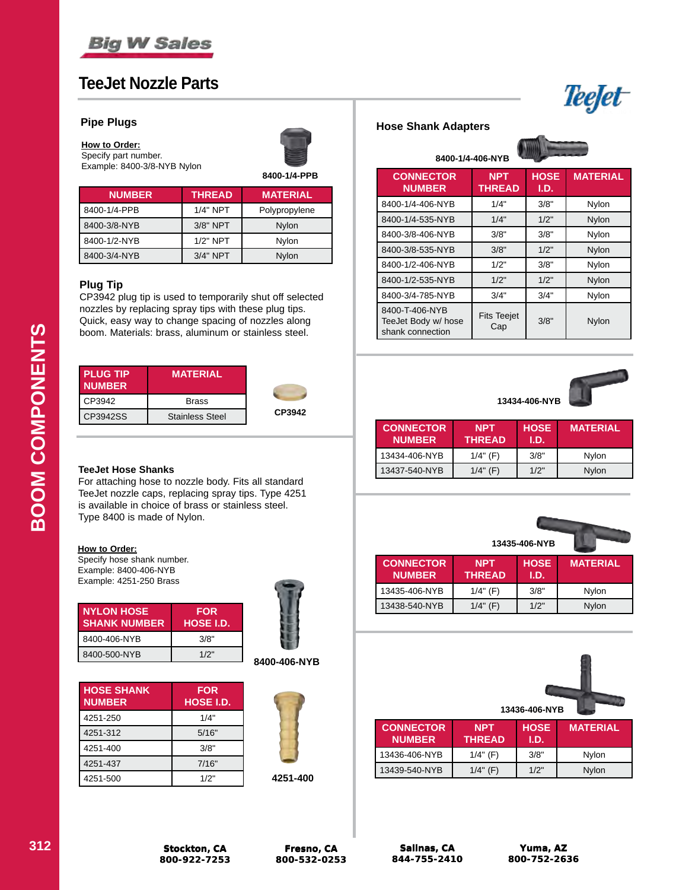# TeeJet Nozzle Parts

## Pipe Plugs

**How to Order:**
Specify part number.
Example: 8400-3/8-NYB Nylon

8400-1/4-PPB

| NUMBER | THREAD | MATERIAL |
|---|---|---|
| 8400-1/4-PPB | 1/4" NPT | Polypropylene |
| 8400-3/8-NYB | 3/8" NPT | Nylon |
| 8400-1/2-NYB | 1/2" NPT | Nylon |
| 8400-3/4-NYB | 3/4" NPT | Nylon |

## Plug Tip

CP3942 plug tip is used to temporarily shut off selected nozzles by replacing spray tips with these plug tips. Quick, easy way to change spacing of nozzles along boom. Materials: brass, aluminum or stainless steel.

| PLUG TIP NUMBER | MATERIAL |
|---|---|
| CP3942 | Brass |
| CP3942SS | Stainless Steel |

CP3942

### TeeJet Hose Shanks

For attaching hose to nozzle body. Fits all standard TeeJet nozzle caps, replacing spray tips. Type 4251 is available in choice of brass or stainless steel. Type 8400 is made of Nylon.

**How to Order:**
Specify hose shank number.
Example: 8400-406-NYB
Example: 4251-250 Brass

| NYLON HOSE SHANK NUMBER | FOR HOSE I.D. |
|---|---|
| 8400-406-NYB | 3/8" |
| 8400-500-NYB | 1/2" |

8400-406-NYB

| HOSE SHANK NUMBER | FOR HOSE I.D. |
|---|---|
| 4251-250 | 1/4" |
| 4251-312 | 5/16" |
| 4251-400 | 3/8" |
| 4251-437 | 7/16" |
| 4251-500 | 1/2" |

4251-400

## Hose Shank Adapters

8400-1/4-406-NYB

| CONNECTOR NUMBER | NPT THREAD | HOSE I.D. | MATERIAL |
|---|---|---|---|
| 8400-1/4-406-NYB | 1/4" | 3/8" | Nylon |
| 8400-1/4-535-NYB | 1/4" | 1/2" | Nylon |
| 8400-3/8-406-NYB | 3/8" | 3/8" | Nylon |
| 8400-3/8-535-NYB | 3/8" | 1/2" | Nylon |
| 8400-1/2-406-NYB | 1/2" | 3/8" | Nylon |
| 8400-1/2-535-NYB | 1/2" | 1/2" | Nylon |
| 8400-3/4-785-NYB | 3/4" | 3/4" | Nylon |
| 8400-T-406-NYB TeeJet Body w/ hose shank connection | Fits Teejet Cap | 3/8" | Nylon |

13434-406-NYB

| CONNECTOR NUMBER | NPT THREAD | HOSE I.D. | MATERIAL |
|---|---|---|---|
| 13434-406-NYB | 1/4" (F) | 3/8" | Nylon |
| 13437-540-NYB | 1/4" (F) | 1/2" | Nylon |

13435-406-NYB

| CONNECTOR NUMBER | NPT THREAD | HOSE I.D. | MATERIAL |
|---|---|---|---|
| 13435-406-NYB | 1/4" (F) | 3/8" | Nylon |
| 13438-540-NYB | 1/4" (F) | 1/2" | Nylon |

13436-406-NYB

| CONNECTOR NUMBER | NPT THREAD | HOSE I.D. | MATERIAL |
|---|---|---|---|
| 13436-406-NYB | 1/4" (F) | 3/8" | Nylon |
| 13439-540-NYB | 1/4" (F) | 1/2" | Nylon |